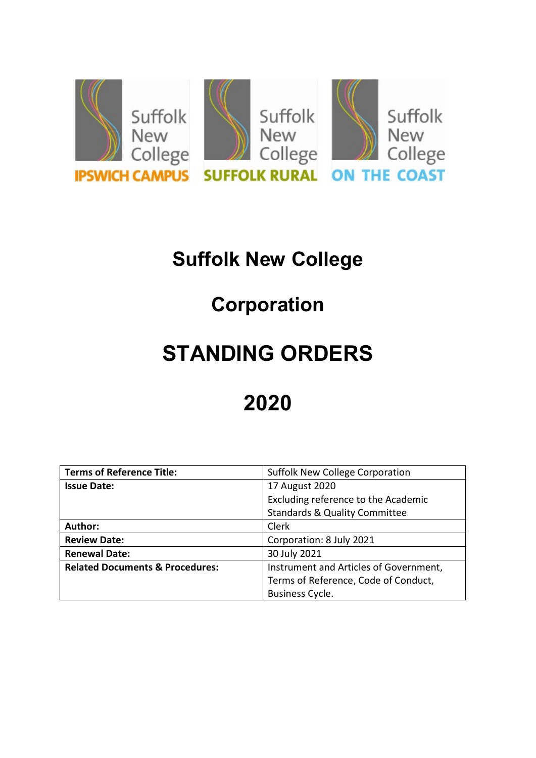Suffolk New College IPSWICH CAMPUS · Suffolk New College SUFFOLK RURAL · Suffolk New College ON THE COAST

# Suffolk New College

# Corporation

# STANDING ORDERS

# 2020

| Terms of Reference Title: | Suffolk New College Corporation |
|---|---|
| Issue Date: | 17 August 2020<br>Excluding reference to the Academic Standards & Quality Committee |
| Author: | Clerk |
| Review Date: | Corporation: 8 July 2021 |
| Renewal Date: | 30 July 2021 |
| Related Documents & Procedures: | Instrument and Articles of Government, Terms of Reference, Code of Conduct, Business Cycle. |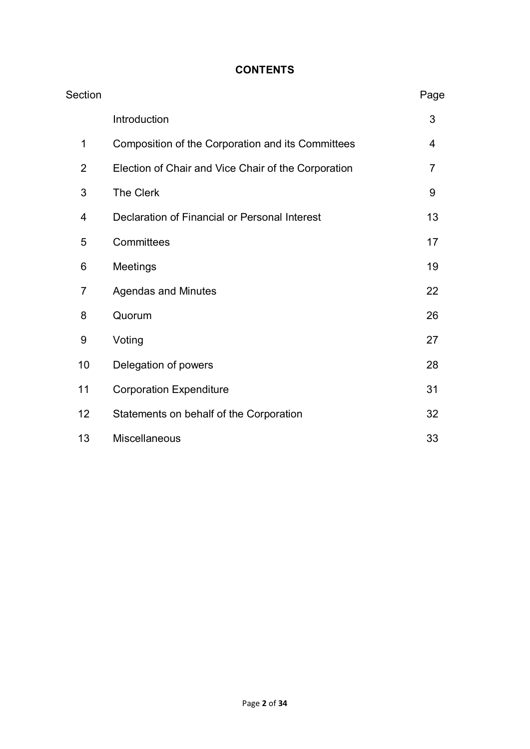# CONTENTS

| Section | | Page |
|---|---|---|
| | Introduction | 3 |
| 1 | Composition of the Corporation and its Committees | 4 |
| 2 | Election of Chair and Vice Chair of the Corporation | 7 |
| 3 | The Clerk | 9 |
| 4 | Declaration of Financial or Personal Interest | 13 |
| 5 | Committees | 17 |
| 6 | Meetings | 19 |
| 7 | Agendas and Minutes | 22 |
| 8 | Quorum | 26 |
| 9 | Voting | 27 |
| 10 | Delegation of powers | 28 |
| 11 | Corporation Expenditure | 31 |
| 12 | Statements on behalf of the Corporation | 32 |
| 13 | Miscellaneous | 33 |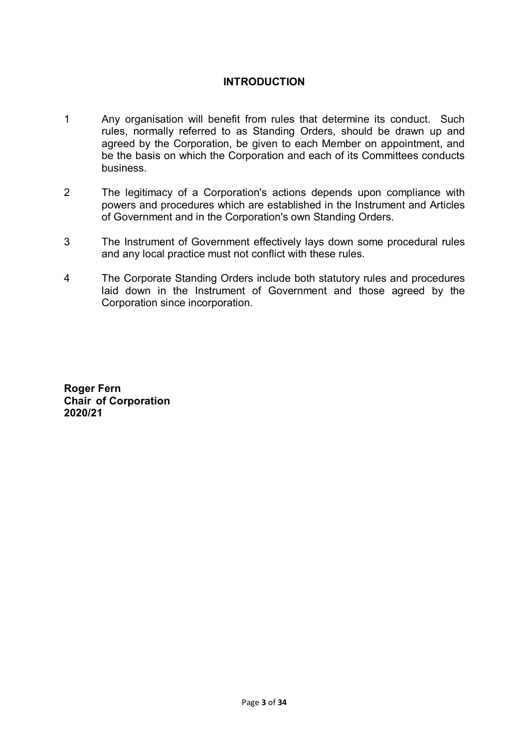## INTRODUCTION

1 Any organisation will benefit from rules that determine its conduct. Such rules, normally referred to as Standing Orders, should be drawn up and agreed by the Corporation, be given to each Member on appointment, and be the basis on which the Corporation and each of its Committees conducts business.

2 The legitimacy of a Corporation's actions depends upon compliance with powers and procedures which are established in the Instrument and Articles of Government and in the Corporation's own Standing Orders.

3 The Instrument of Government effectively lays down some procedural rules and any local practice must not conflict with these rules.

4 The Corporate Standing Orders include both statutory rules and procedures laid down in the Instrument of Government and those agreed by the Corporation since incorporation.

**Roger Fern**
**Chair of Corporation**
**2020/21**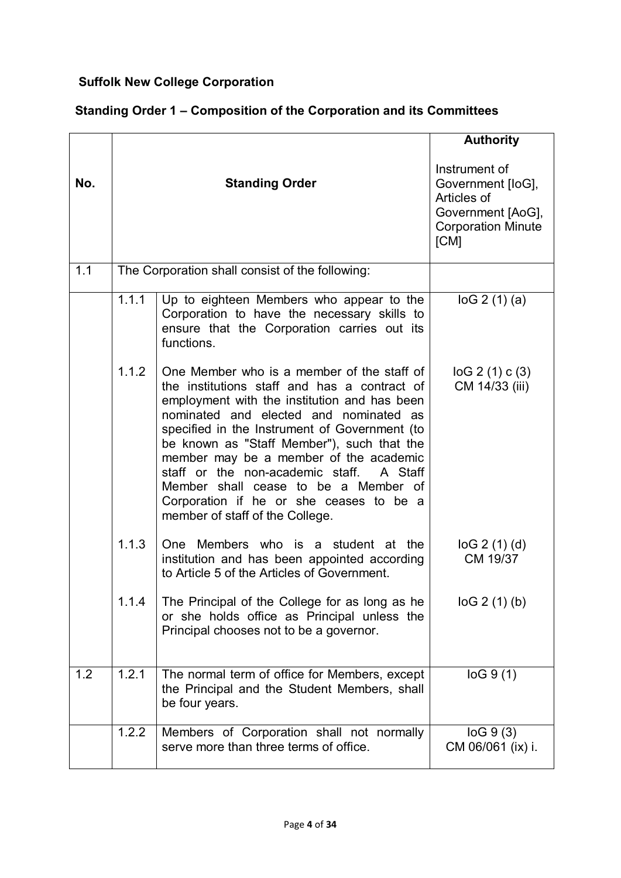**Suffolk New College Corporation**

**Standing Order 1 – Composition of the Corporation and its Committees**

| No. | | Standing Order | Authority<br><br>Instrument of Government [IoG], Articles of Government [AoG], Corporation Minute [CM] |
|---|---|---|---|
| 1.1 | The Corporation shall consist of the following: | | |
| | 1.1.1 | Up to eighteen Members who appear to the Corporation to have the necessary skills to ensure that the Corporation carries out its functions. | IoG 2 (1) (a) |
| | 1.1.2 | One Member who is a member of the staff of the institutions staff and has a contract of employment with the institution and has been nominated and elected and nominated as specified in the Instrument of Government (to be known as "Staff Member"), such that the member may be a member of the academic staff or the non-academic staff. A Staff Member shall cease to be a Member of Corporation if he or she ceases to be a member of staff of the College. | IoG 2 (1) c (3)<br>CM 14/33 (iii) |
| | 1.1.3 | One Members who is a student at the institution and has been appointed according to Article 5 of the Articles of Government. | IoG 2 (1) (d)<br>CM 19/37 |
| | 1.1.4 | The Principal of the College for as long as he or she holds office as Principal unless the Principal chooses not to be a governor. | IoG 2 (1) (b) |
| 1.2 | 1.2.1 | The normal term of office for Members, except the Principal and the Student Members, shall be four years. | IoG 9 (1) |
| | 1.2.2 | Members of Corporation shall not normally serve more than three terms of office. | IoG 9 (3)<br>CM 06/061 (ix) i. |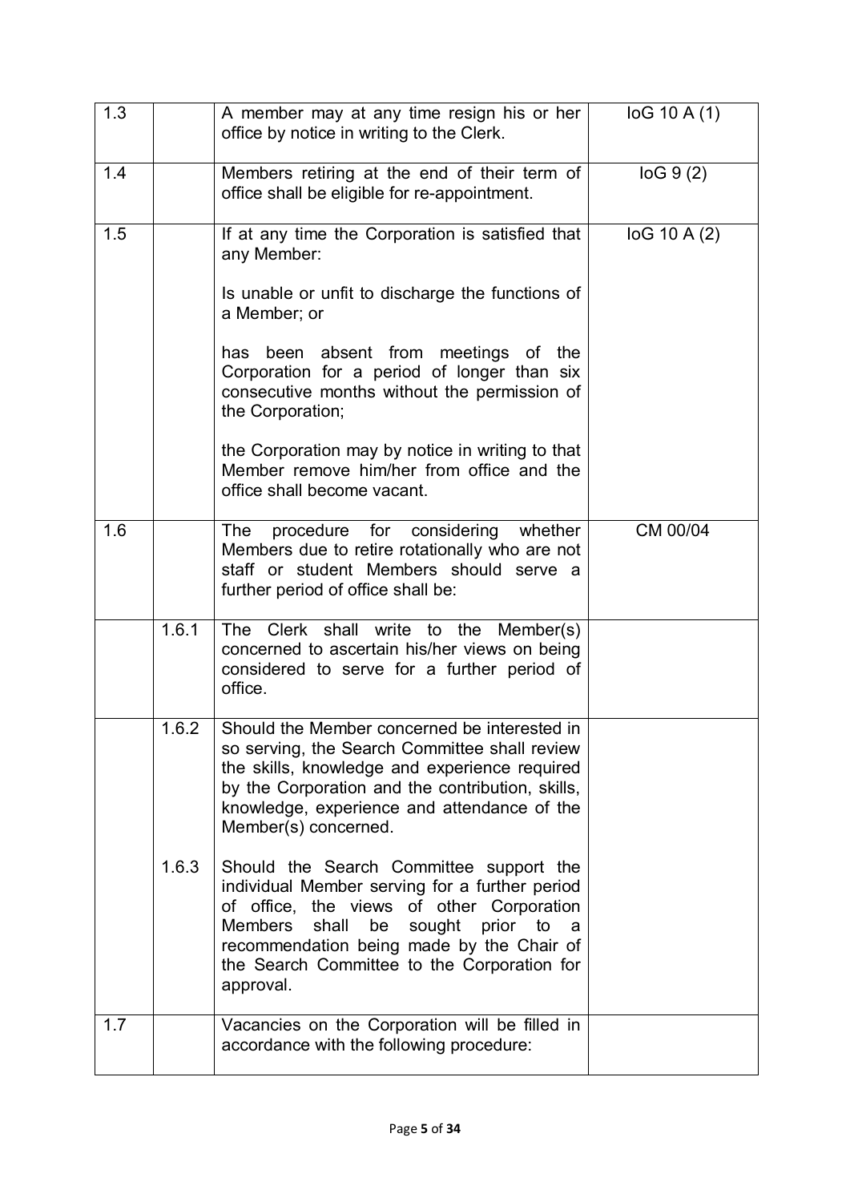| | | | |
|---|---|---|---|
| 1.3 | | A member may at any time resign his or her office by notice in writing to the Clerk. | IoG 10 A (1) |
| 1.4 | | Members retiring at the end of their term of office shall be eligible for re-appointment. | IoG 9 (2) |
| 1.5 | | If at any time the Corporation is satisfied that any Member:<br><br>Is unable or unfit to discharge the functions of a Member; or<br><br>has been absent from meetings of the Corporation for a period of longer than six consecutive months without the permission of the Corporation;<br><br>the Corporation may by notice in writing to that Member remove him/her from office and the office shall become vacant. | IoG 10 A (2) |
| 1.6 | | The procedure for considering whether Members due to retire rotationally who are not staff or student Members should serve a further period of office shall be: | CM 00/04 |
| | 1.6.1 | The Clerk shall write to the Member(s) concerned to ascertain his/her views on being considered to serve for a further period of office. | |
| | 1.6.2<br><br><br><br><br><br>1.6.3 | Should the Member concerned be interested in so serving, the Search Committee shall review the skills, knowledge and experience required by the Corporation and the contribution, skills, knowledge, experience and attendance of the Member(s) concerned.<br><br>Should the Search Committee support the individual Member serving for a further period of office, the views of other Corporation Members shall be sought prior to a recommendation being made by the Chair of the Search Committee to the Corporation for approval. | |
| 1.7 | | Vacancies on the Corporation will be filled in accordance with the following procedure: | |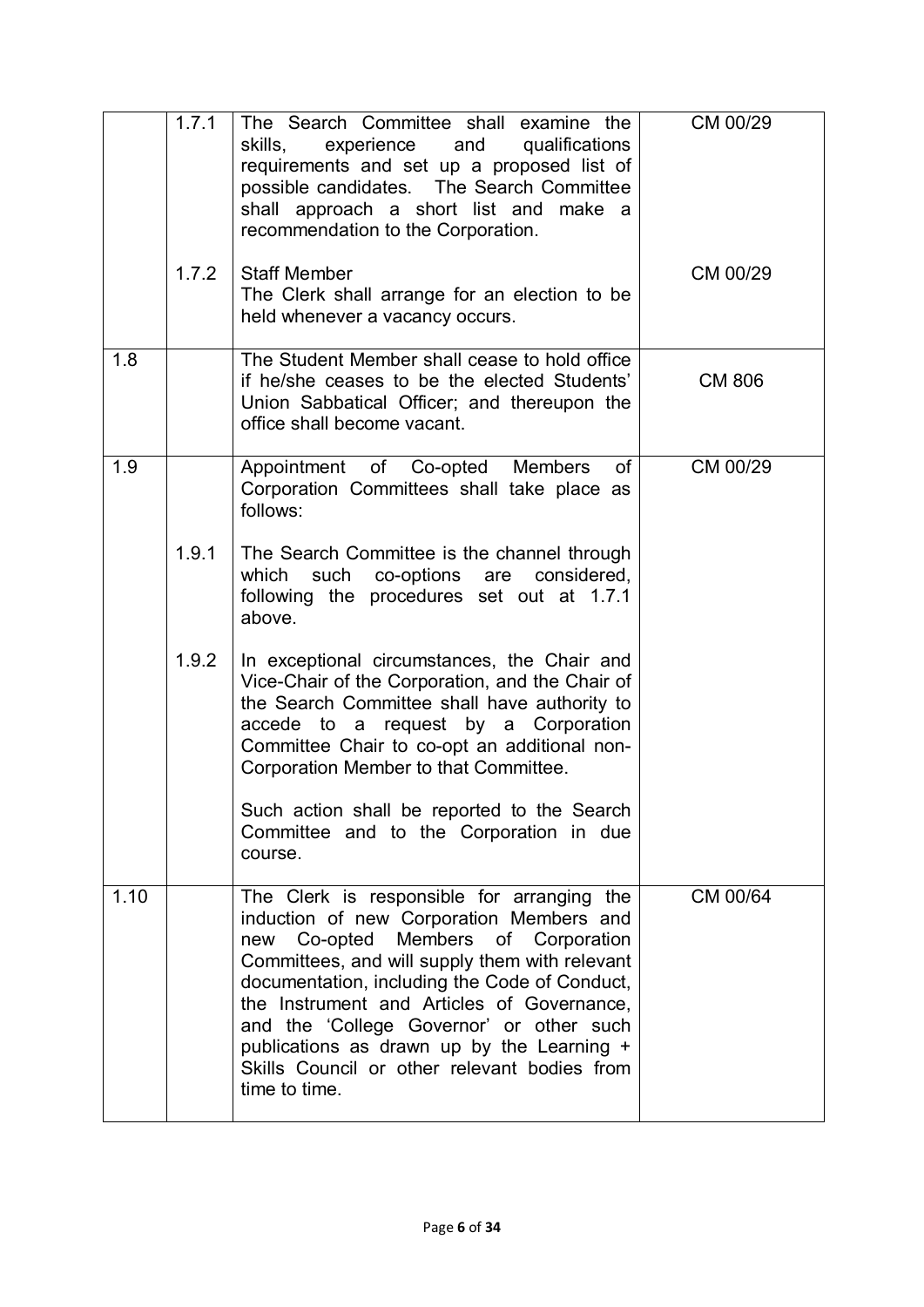| | | | |
|---|---|---|---|
| | 1.7.1 | The Search Committee shall examine the skills, experience and qualifications requirements and set up a proposed list of possible candidates. The Search Committee shall approach a short list and make a recommendation to the Corporation. | CM 00/29 |
| | 1.7.2 | Staff Member<br>The Clerk shall arrange for an election to be held whenever a vacancy occurs. | CM 00/29 |
| 1.8 | | The Student Member shall cease to hold office if he/she ceases to be the elected Students' Union Sabbatical Officer; and thereupon the office shall become vacant. | CM 806 |
| 1.9 | | Appointment of Co-opted Members of Corporation Committees shall take place as follows: | CM 00/29 |
| | 1.9.1 | The Search Committee is the channel through which such co-options are considered, following the procedures set out at 1.7.1 above. | |
| | 1.9.2 | In exceptional circumstances, the Chair and Vice-Chair of the Corporation, and the Chair of the Search Committee shall have authority to accede to a request by a Corporation Committee Chair to co-opt an additional non-Corporation Member to that Committee.<br><br>Such action shall be reported to the Search Committee and to the Corporation in due course. | |
| 1.10 | | The Clerk is responsible for arranging the induction of new Corporation Members and new Co-opted Members of Corporation Committees, and will supply them with relevant documentation, including the Code of Conduct, the Instrument and Articles of Governance, and the 'College Governor' or other such publications as drawn up by the Learning + Skills Council or other relevant bodies from time to time. | CM 00/64 |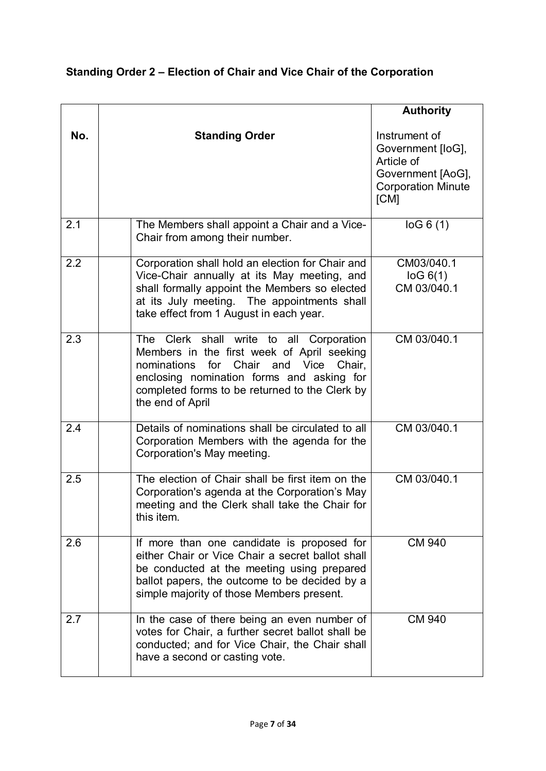## Standing Order 2 – Election of Chair and Vice Chair of the Corporation

| No. | | Standing Order | Authority<br>Instrument of Government [IoG], Article of Government [AoG], Corporation Minute [CM] |
|---|---|---|---|
| 2.1 | | The Members shall appoint a Chair and a Vice-Chair from among their number. | IoG 6 (1) |
| 2.2 | | Corporation shall hold an election for Chair and Vice-Chair annually at its May meeting, and shall formally appoint the Members so elected at its July meeting. The appointments shall take effect from 1 August in each year. | CM03/040.1<br>IoG 6(1)<br>CM 03/040.1 |
| 2.3 | | The Clerk shall write to all Corporation Members in the first week of April seeking nominations for Chair and Vice Chair, enclosing nomination forms and asking for completed forms to be returned to the Clerk by the end of April | CM 03/040.1 |
| 2.4 | | Details of nominations shall be circulated to all Corporation Members with the agenda for the Corporation's May meeting. | CM 03/040.1 |
| 2.5 | | The election of Chair shall be first item on the Corporation's agenda at the Corporation's May meeting and the Clerk shall take the Chair for this item. | CM 03/040.1 |
| 2.6 | | If more than one candidate is proposed for either Chair or Vice Chair a secret ballot shall be conducted at the meeting using prepared ballot papers, the outcome to be decided by a simple majority of those Members present. | CM 940 |
| 2.7 | | In the case of there being an even number of votes for Chair, a further secret ballot shall be conducted; and for Vice Chair, the Chair shall have a second or casting vote. | CM 940 |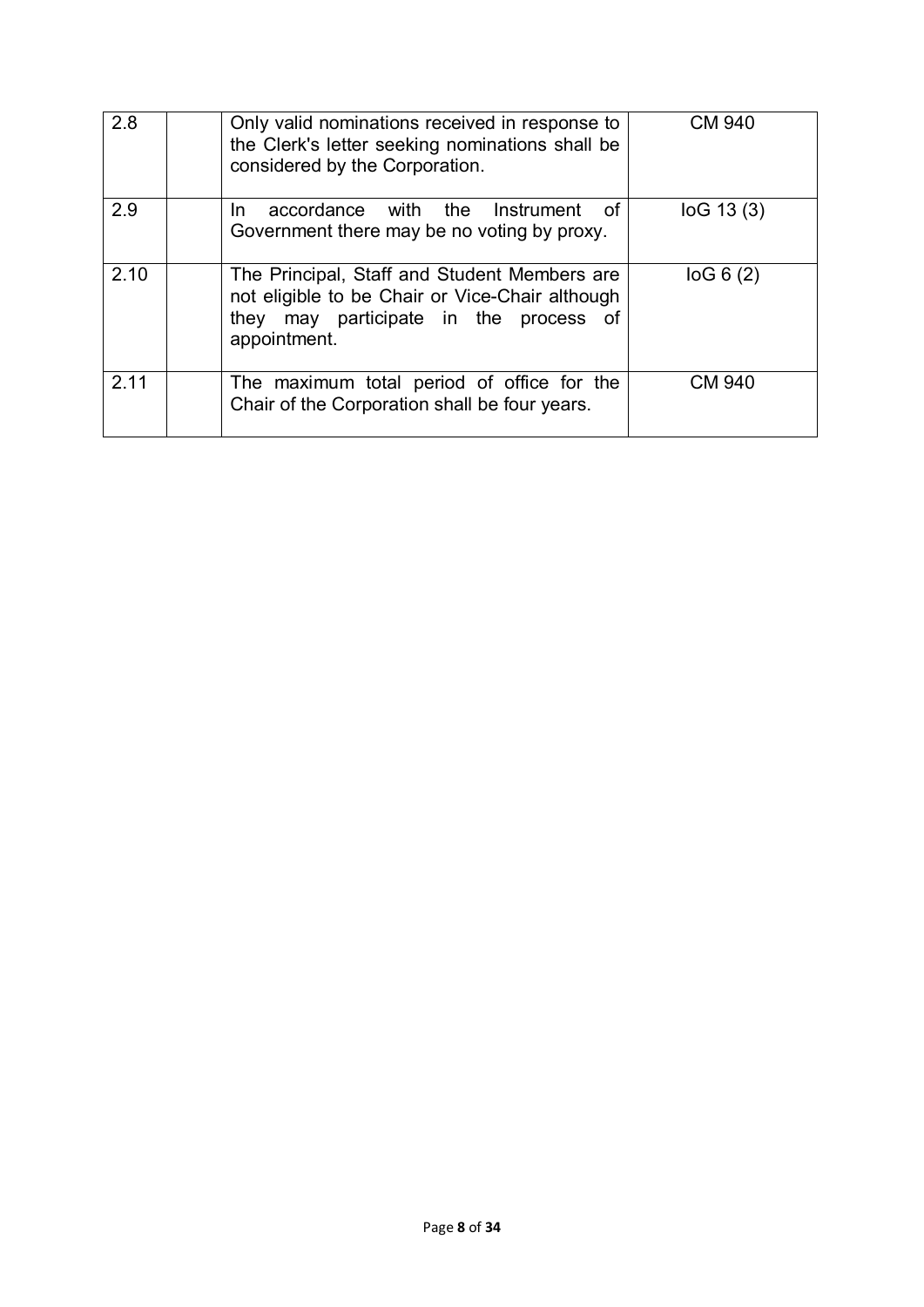| | | | |
|---|---|---|---|
| 2.8 | | Only valid nominations received in response to the Clerk's letter seeking nominations shall be considered by the Corporation. | CM 940 |
| 2.9 | | In accordance with the Instrument of Government there may be no voting by proxy. | IoG 13 (3) |
| 2.10 | | The Principal, Staff and Student Members are not eligible to be Chair or Vice-Chair although they may participate in the process of appointment. | IoG 6 (2) |
| 2.11 | | The maximum total period of office for the Chair of the Corporation shall be four years. | CM 940 |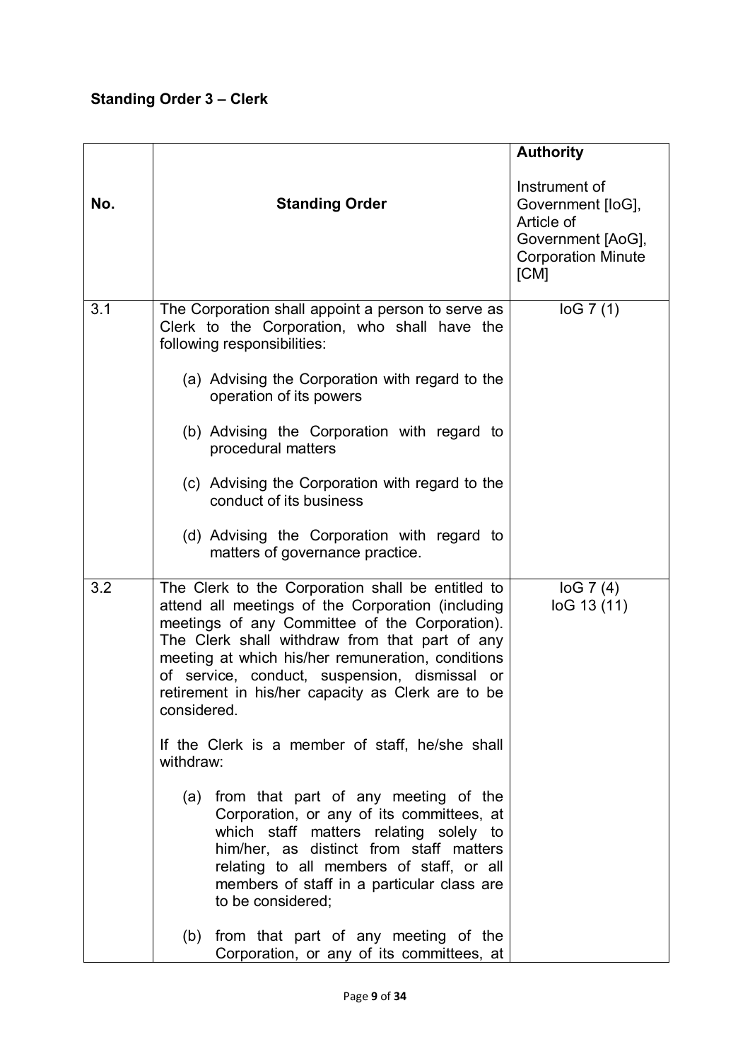**Standing Order 3 – Clerk**

| No. | Standing Order | **Authority**<br><br>Instrument of Government [IoG], Article of Government [AoG], Corporation Minute [CM] |
|---|---|---|
| 3.1 | The Corporation shall appoint a person to serve as Clerk to the Corporation, who shall have the following responsibilities:<br><br>(a) Advising the Corporation with regard to the operation of its powers<br><br>(b) Advising the Corporation with regard to procedural matters<br><br>(c) Advising the Corporation with regard to the conduct of its business<br><br>(d) Advising the Corporation with regard to matters of governance practice. | IoG 7 (1) |
| 3.2 | The Clerk to the Corporation shall be entitled to attend all meetings of the Corporation (including meetings of any Committee of the Corporation). The Clerk shall withdraw from that part of any meeting at which his/her remuneration, conditions of service, conduct, suspension, dismissal or retirement in his/her capacity as Clerk are to be considered.<br><br>If the Clerk is a member of staff, he/she shall withdraw:<br><br>(a) from that part of any meeting of the Corporation, or any of its committees, at which staff matters relating solely to him/her, as distinct from staff matters relating to all members of staff, or all members of staff in a particular class are to be considered;<br><br>(b) from that part of any meeting of the Corporation, or any of its committees, at | IoG 7 (4)<br>IoG 13 (11) |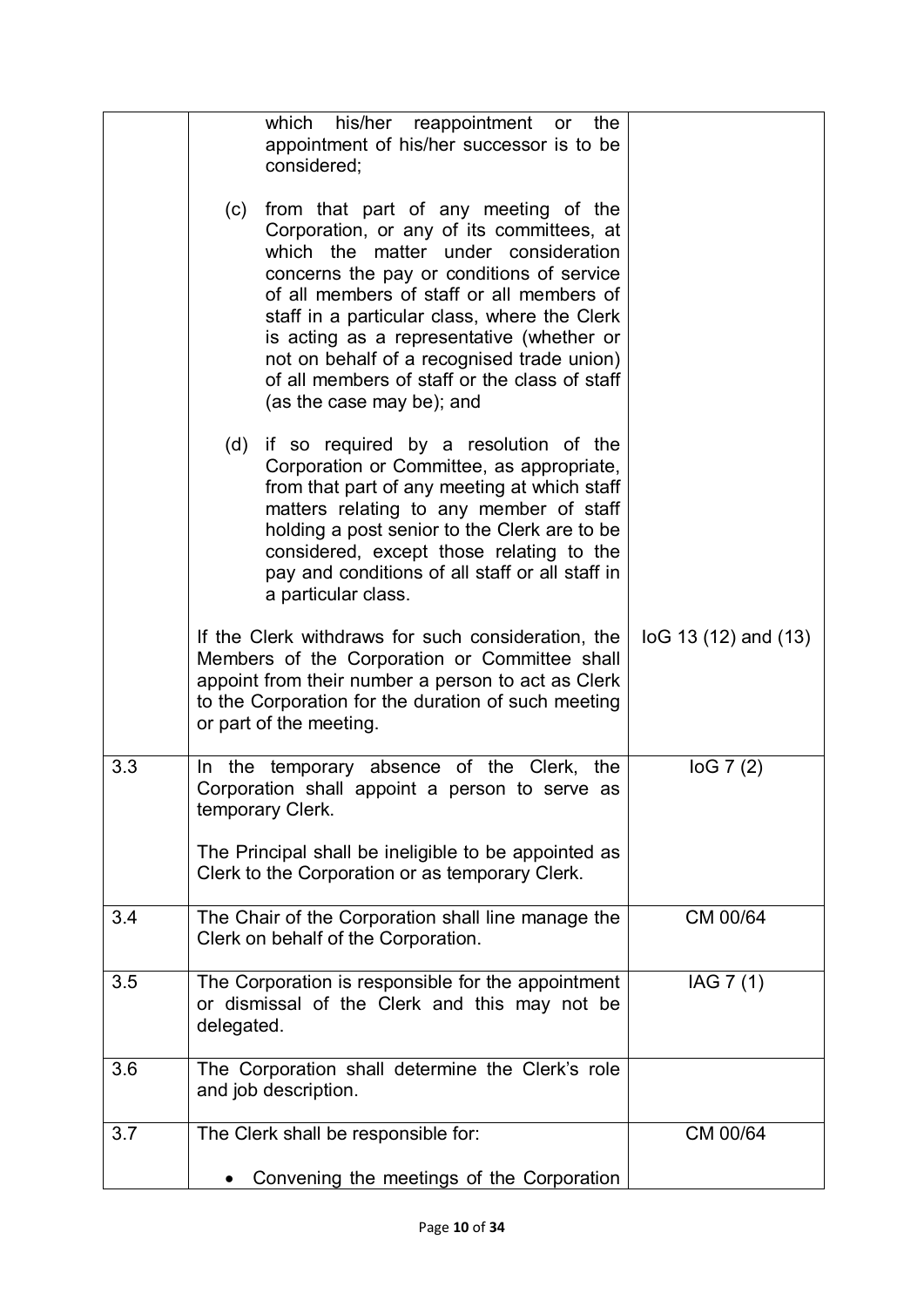| | | |
|---|---|---|
| | which his/her reappointment or the appointment of his/her successor is to be considered;<br><br>(c) from that part of any meeting of the Corporation, or any of its committees, at which the matter under consideration concerns the pay or conditions of service of all members of staff or all members of staff in a particular class, where the Clerk is acting as a representative (whether or not on behalf of a recognised trade union) of all members of staff or the class of staff (as the case may be); and<br><br>(d) if so required by a resolution of the Corporation or Committee, as appropriate, from that part of any meeting at which staff matters relating to any member of staff holding a post senior to the Clerk are to be considered, except those relating to the pay and conditions of all staff or all staff in a particular class.<br><br>If the Clerk withdraws for such consideration, the Members of the Corporation or Committee shall appoint from their number a person to act as Clerk to the Corporation for the duration of such meeting or part of the meeting. | IoG 13 (12) and (13) |
| 3.3 | In the temporary absence of the Clerk, the Corporation shall appoint a person to serve as temporary Clerk.<br><br>The Principal shall be ineligible to be appointed as Clerk to the Corporation or as temporary Clerk. | IoG 7 (2) |
| 3.4 | The Chair of the Corporation shall line manage the Clerk on behalf of the Corporation. | CM 00/64 |
| 3.5 | The Corporation is responsible for the appointment or dismissal of the Clerk and this may not be delegated. | IAG 7 (1) |
| 3.6 | The Corporation shall determine the Clerk's role and job description. | |
| 3.7 | The Clerk shall be responsible for:<br><br>• Convening the meetings of the Corporation | CM 00/64 |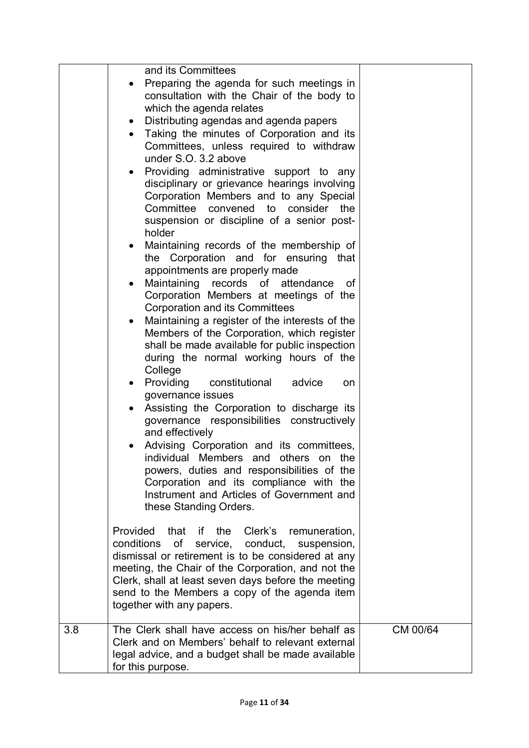| | | |
|---|---|---|
| | and its Committees<br>• Preparing the agenda for such meetings in consultation with the Chair of the body to which the agenda relates<br>• Distributing agendas and agenda papers<br>• Taking the minutes of Corporation and its Committees, unless required to withdraw under S.O. 3.2 above<br>• Providing administrative support to any disciplinary or grievance hearings involving Corporation Members and to any Special Committee convened to consider the suspension or discipline of a senior post-holder<br>• Maintaining records of the membership of the Corporation and for ensuring that appointments are properly made<br>• Maintaining records of attendance of Corporation Members at meetings of the Corporation and its Committees<br>• Maintaining a register of the interests of the Members of the Corporation, which register shall be made available for public inspection during the normal working hours of the College<br>• Providing constitutional advice on governance issues<br>• Assisting the Corporation to discharge its governance responsibilities constructively and effectively<br>• Advising Corporation and its committees, individual Members and others on the powers, duties and responsibilities of the Corporation and its compliance with the Instrument and Articles of Government and these Standing Orders.<br><br>Provided that if the Clerk's remuneration, conditions of service, conduct, suspension, dismissal or retirement is to be considered at any meeting, the Chair of the Corporation, and not the Clerk, shall at least seven days before the meeting send to the Members a copy of the agenda item together with any papers. | |
| 3.8 | The Clerk shall have access on his/her behalf as Clerk and on Members' behalf to relevant external legal advice, and a budget shall be made available for this purpose. | CM 00/64 |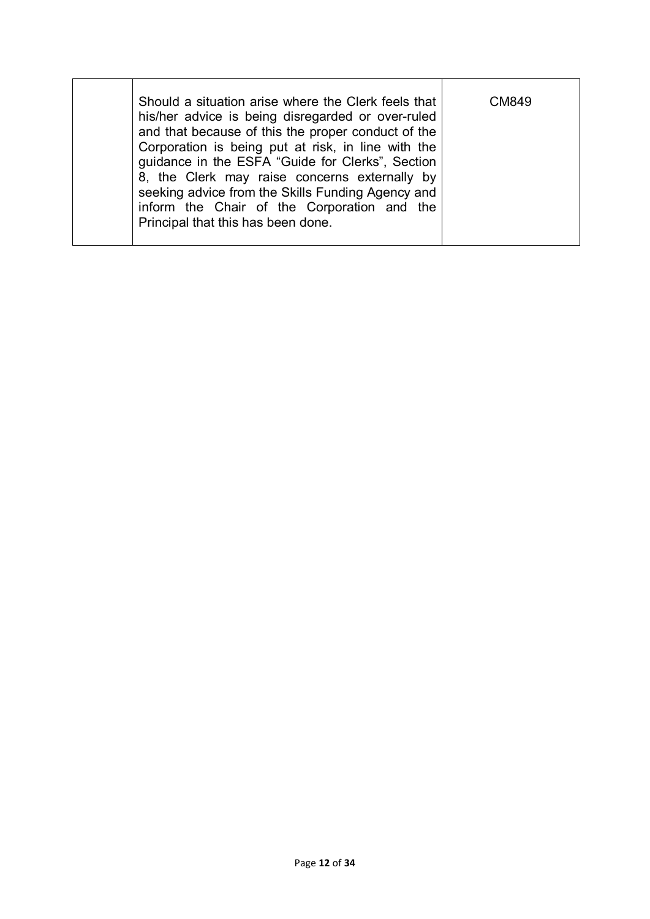|  | Should a situation arise where the Clerk feels that his/her advice is being disregarded or over-ruled and that because of this the proper conduct of the Corporation is being put at risk, in line with the guidance in the ESFA “Guide for Clerks”, Section 8, the Clerk may raise concerns externally by seeking advice from the Skills Funding Agency and inform the Chair of the Corporation and the Principal that this has been done. | CM849 |
|---|---|---|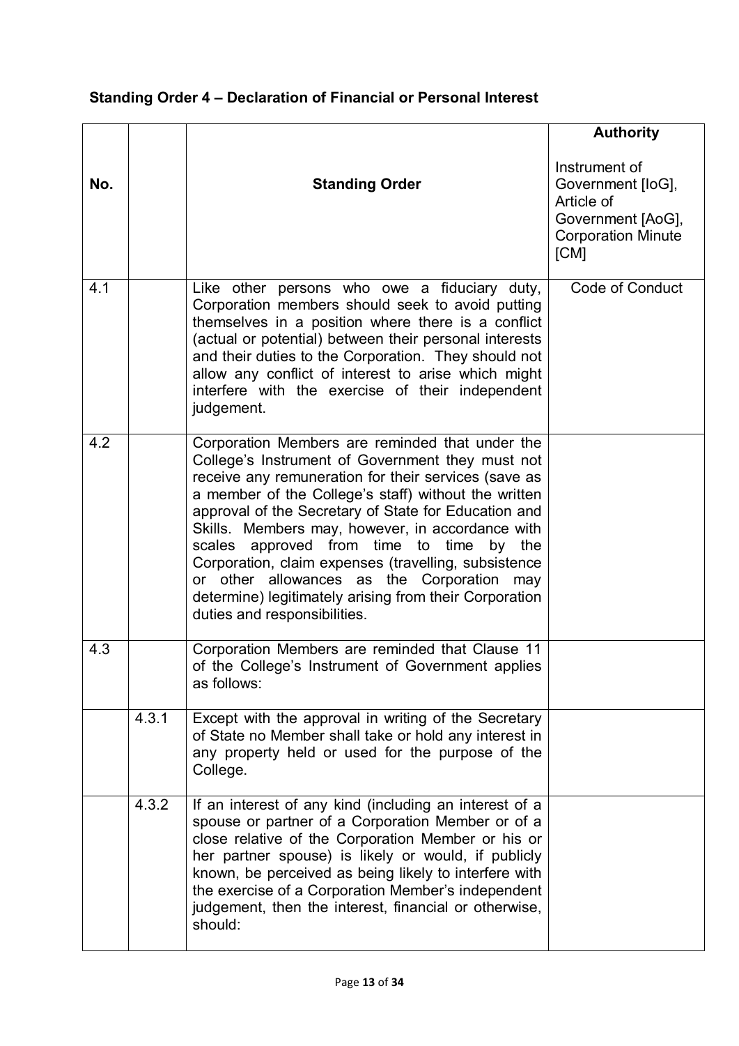### Standing Order 4 – Declaration of Financial or Personal Interest

| No. | | Standing Order | Authority<br><br>Instrument of Government [IoG], Article of Government [AoG], Corporation Minute [CM] |
|---|---|---|---|
| 4.1 | | Like other persons who owe a fiduciary duty, Corporation members should seek to avoid putting themselves in a position where there is a conflict (actual or potential) between their personal interests and their duties to the Corporation. They should not allow any conflict of interest to arise which might interfere with the exercise of their independent judgement. | Code of Conduct |
| 4.2 | | Corporation Members are reminded that under the College's Instrument of Government they must not receive any remuneration for their services (save as a member of the College's staff) without the written approval of the Secretary of State for Education and Skills. Members may, however, in accordance with scales approved from time to time by the Corporation, claim expenses (travelling, subsistence or other allowances as the Corporation may determine) legitimately arising from their Corporation duties and responsibilities. | |
| 4.3 | | Corporation Members are reminded that Clause 11 of the College's Instrument of Government applies as follows: | |
| | 4.3.1 | Except with the approval in writing of the Secretary of State no Member shall take or hold any interest in any property held or used for the purpose of the College. | |
| | 4.3.2 | If an interest of any kind (including an interest of a spouse or partner of a Corporation Member or of a close relative of the Corporation Member or his or her partner spouse) is likely or would, if publicly known, be perceived as being likely to interfere with the exercise of a Corporation Member's independent judgement, then the interest, financial or otherwise, should: | |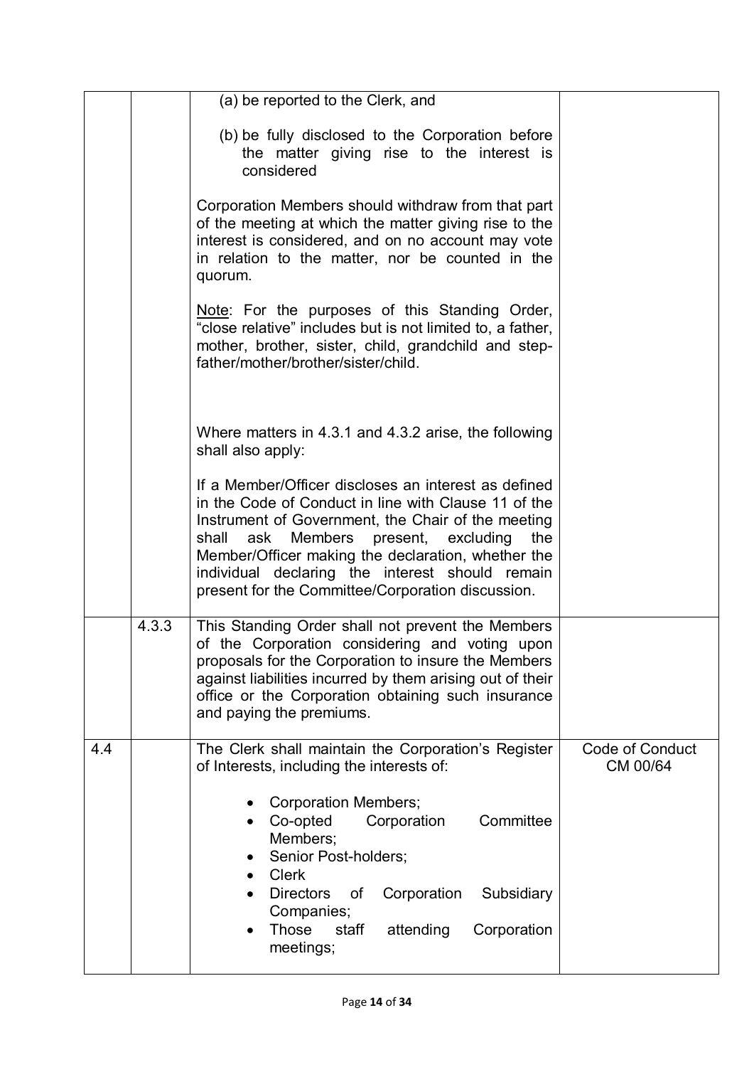| | | | |
|---|---|---|---|
| | | (a) be reported to the Clerk, and<br><br>(b) be fully disclosed to the Corporation before the matter giving rise to the interest is considered<br><br>Corporation Members should withdraw from that part of the meeting at which the matter giving rise to the interest is considered, and on no account may vote in relation to the matter, nor be counted in the quorum.<br><br><u>Note</u>: For the purposes of this Standing Order, "close relative" includes but is not limited to, a father, mother, brother, sister, child, grandchild and step-father/mother/brother/sister/child.<br><br>Where matters in 4.3.1 and 4.3.2 arise, the following shall also apply:<br><br>If a Member/Officer discloses an interest as defined in the Code of Conduct in line with Clause 11 of the Instrument of Government, the Chair of the meeting shall ask Members present, excluding the Member/Officer making the declaration, whether the individual declaring the interest should remain present for the Committee/Corporation discussion. | |
| | 4.3.3 | This Standing Order shall not prevent the Members of the Corporation considering and voting upon proposals for the Corporation to insure the Members against liabilities incurred by them arising out of their office or the Corporation obtaining such insurance and paying the premiums. | |
| 4.4 | | The Clerk shall maintain the Corporation's Register of Interests, including the interests of:<br><br>• Corporation Members;<br>• Co-opted Corporation Committee Members;<br>• Senior Post-holders;<br>• Clerk<br>• Directors of Corporation Subsidiary Companies;<br>• Those staff attending Corporation meetings; | Code of Conduct CM 00/64 |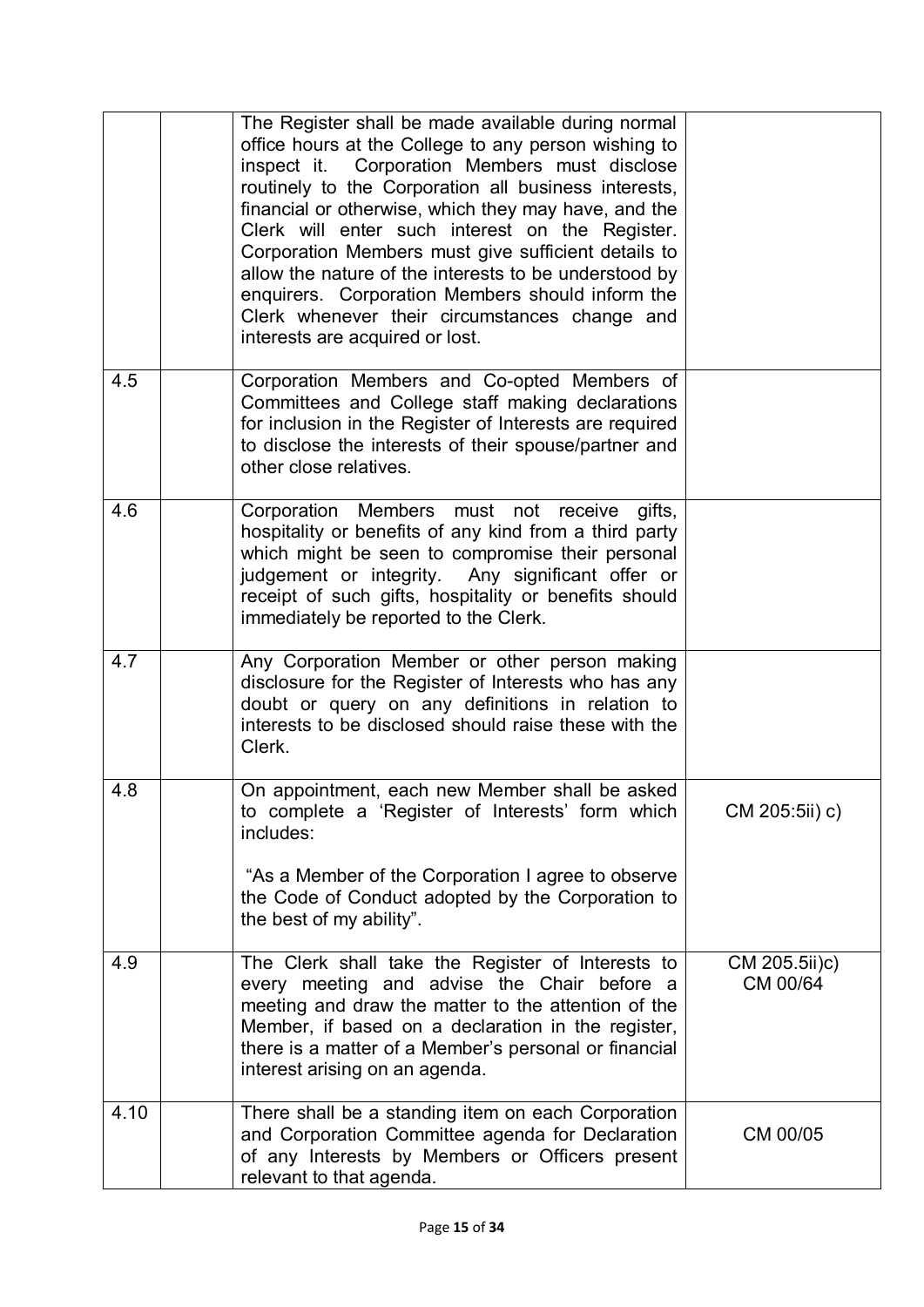| | | | |
|---|---|---|---|
| | | The Register shall be made available during normal office hours at the College to any person wishing to inspect it. Corporation Members must disclose routinely to the Corporation all business interests, financial or otherwise, which they may have, and the Clerk will enter such interest on the Register. Corporation Members must give sufficient details to allow the nature of the interests to be understood by enquirers. Corporation Members should inform the Clerk whenever their circumstances change and interests are acquired or lost. | |
| 4.5 | | Corporation Members and Co-opted Members of Committees and College staff making declarations for inclusion in the Register of Interests are required to disclose the interests of their spouse/partner and other close relatives. | |
| 4.6 | | Corporation Members must not receive gifts, hospitality or benefits of any kind from a third party which might be seen to compromise their personal judgement or integrity. Any significant offer or receipt of such gifts, hospitality or benefits should immediately be reported to the Clerk. | |
| 4.7 | | Any Corporation Member or other person making disclosure for the Register of Interests who has any doubt or query on any definitions in relation to interests to be disclosed should raise these with the Clerk. | |
| 4.8 | | On appointment, each new Member shall be asked to complete a 'Register of Interests' form which includes:<br><br>"As a Member of the Corporation I agree to observe the Code of Conduct adopted by the Corporation to the best of my ability". | CM 205:5ii) c) |
| 4.9 | | The Clerk shall take the Register of Interests to every meeting and advise the Chair before a meeting and draw the matter to the attention of the Member, if based on a declaration in the register, there is a matter of a Member's personal or financial interest arising on an agenda. | CM 205.5ii)c)<br>CM 00/64 |
| 4.10 | | There shall be a standing item on each Corporation and Corporation Committee agenda for Declaration of any Interests by Members or Officers present relevant to that agenda. | CM 00/05 |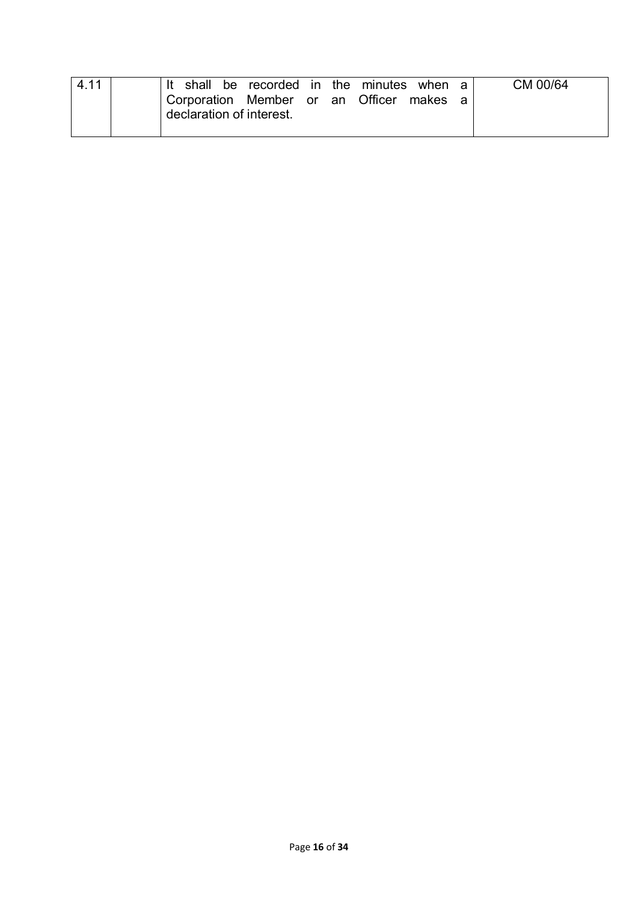| 4.11 | | It shall be recorded in the minutes when a Corporation Member or an Officer makes a declaration of interest. | CM 00/64 |
|---|---|---|---|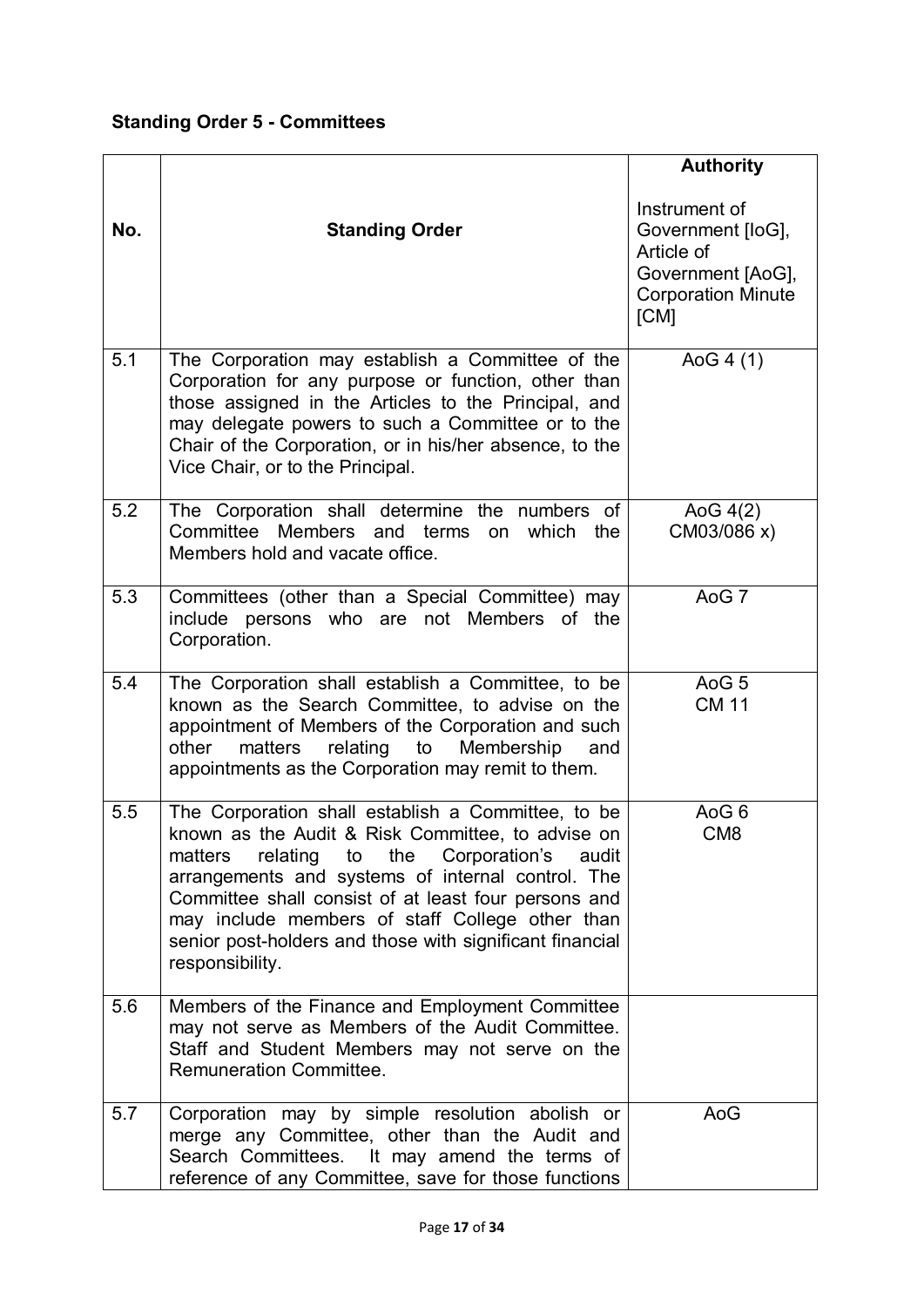## Standing Order 5 - Committees

| No. | Standing Order | Authority<br><br>Instrument of Government [IoG], Article of Government [AoG], Corporation Minute [CM] |
|---|---|---|
| 5.1 | The Corporation may establish a Committee of the Corporation for any purpose or function, other than those assigned in the Articles to the Principal, and may delegate powers to such a Committee or to the Chair of the Corporation, or in his/her absence, to the Vice Chair, or to the Principal. | AoG 4 (1) |
| 5.2 | The Corporation shall determine the numbers of Committee Members and terms on which the Members hold and vacate office. | AoG 4(2) CM03/086 x) |
| 5.3 | Committees (other than a Special Committee) may include persons who are not Members of the Corporation. | AoG 7 |
| 5.4 | The Corporation shall establish a Committee, to be known as the Search Committee, to advise on the appointment of Members of the Corporation and such other matters relating to Membership and appointments as the Corporation may remit to them. | AoG 5<br>CM 11 |
| 5.5 | The Corporation shall establish a Committee, to be known as the Audit & Risk Committee, to advise on matters relating to the Corporation's audit arrangements and systems of internal control. The Committee shall consist of at least four persons and may include members of staff College other than senior post-holders and those with significant financial responsibility. | AoG 6<br>CM8 |
| 5.6 | Members of the Finance and Employment Committee may not serve as Members of the Audit Committee. Staff and Student Members may not serve on the Remuneration Committee. | |
| 5.7 | Corporation may by simple resolution abolish or merge any Committee, other than the Audit and Search Committees. It may amend the terms of reference of any Committee, save for those functions | AoG |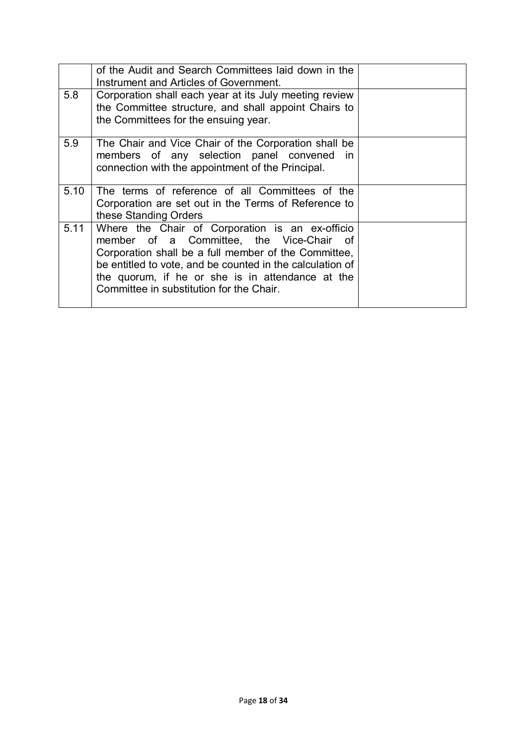| | | |
|---|---|---|
| | of the Audit and Search Committees laid down in the Instrument and Articles of Government. | |
| 5.8 | Corporation shall each year at its July meeting review the Committee structure, and shall appoint Chairs to the Committees for the ensuing year. | |
| 5.9 | The Chair and Vice Chair of the Corporation shall be members of any selection panel convened in connection with the appointment of the Principal. | |
| 5.10 | The terms of reference of all Committees of the Corporation are set out in the Terms of Reference to these Standing Orders | |
| 5.11 | Where the Chair of Corporation is an ex-officio member of a Committee, the Vice-Chair of Corporation shall be a full member of the Committee, be entitled to vote, and be counted in the calculation of the quorum, if he or she is in attendance at the Committee in substitution for the Chair. | |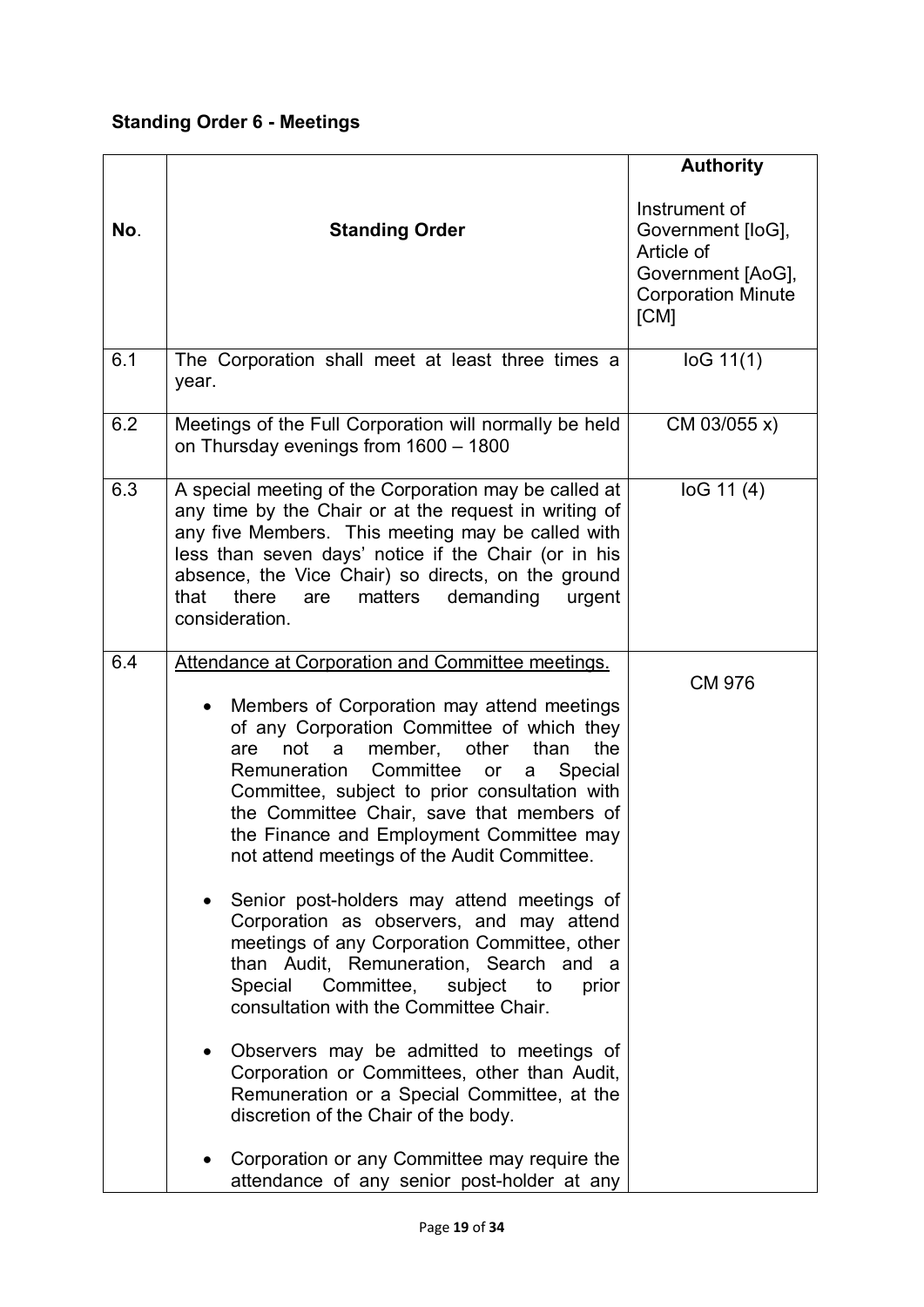### Standing Order 6 - Meetings

| No. | Standing Order | Authority<br><br>Instrument of Government [IoG], Article of Government [AoG], Corporation Minute [CM] |
|---|---|---|
| 6.1 | The Corporation shall meet at least three times a year. | IoG 11(1) |
| 6.2 | Meetings of the Full Corporation will normally be held on Thursday evenings from 1600 – 1800 | CM 03/055 x) |
| 6.3 | A special meeting of the Corporation may be called at any time by the Chair or at the request in writing of any five Members. This meeting may be called with less than seven days' notice if the Chair (or in his absence, the Vice Chair) so directs, on the ground that there are matters demanding urgent consideration. | IoG 11 (4) |
| 6.4 | <u>Attendance at Corporation and Committee meetings.</u><br><br>• Members of Corporation may attend meetings of any Corporation Committee of which they are not a member, other than the Remuneration Committee or a Special Committee, subject to prior consultation with the Committee Chair, save that members of the Finance and Employment Committee may not attend meetings of the Audit Committee.<br><br>• Senior post-holders may attend meetings of Corporation as observers, and may attend meetings of any Corporation Committee, other than Audit, Remuneration, Search and a Special Committee, subject to prior consultation with the Committee Chair.<br><br>• Observers may be admitted to meetings of Corporation or Committees, other than Audit, Remuneration or a Special Committee, at the discretion of the Chair of the body.<br><br>• Corporation or any Committee may require the attendance of any senior post-holder at any | CM 976 |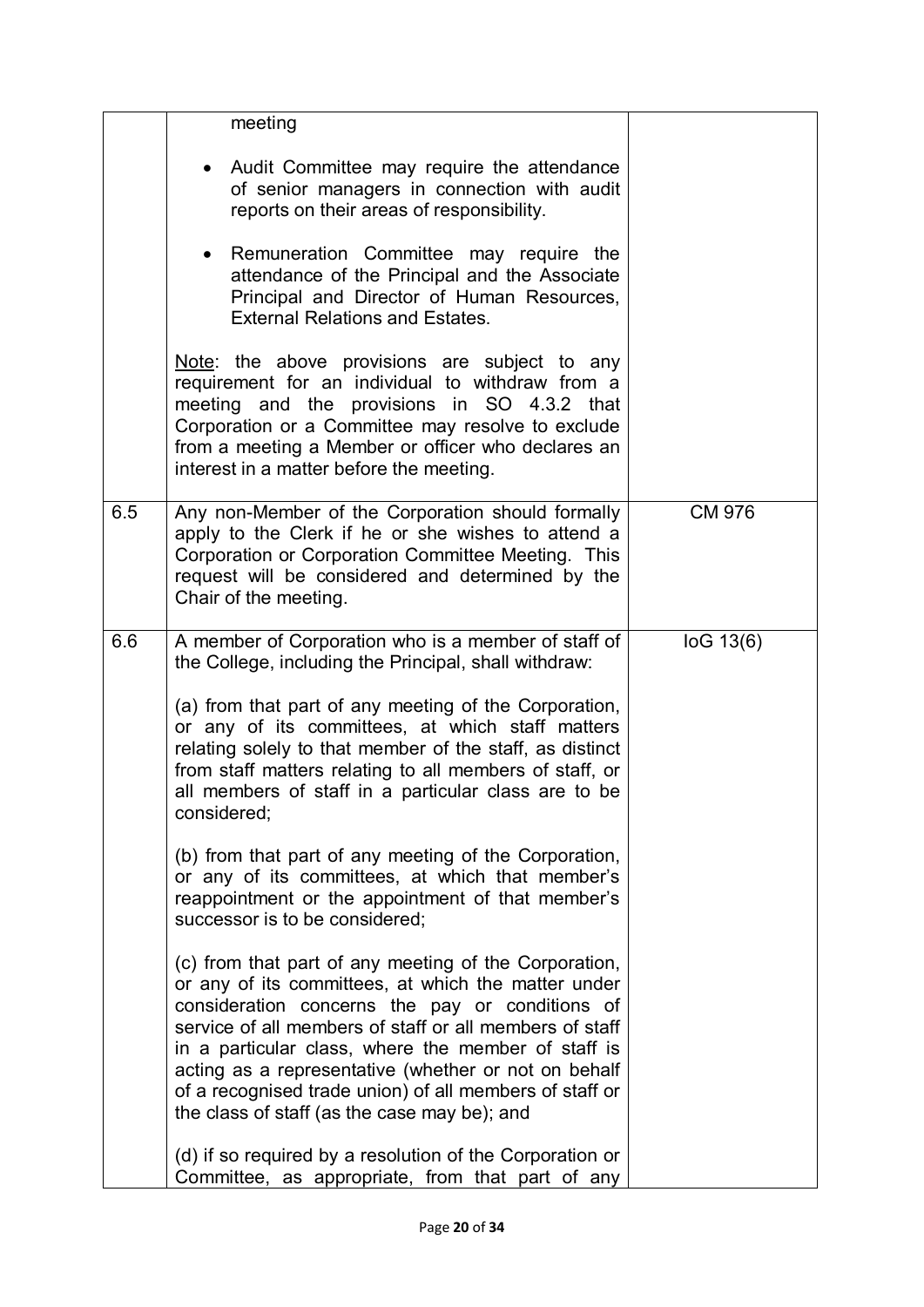| | | |
|---|---|---|
| | meeting<br><br>• Audit Committee may require the attendance of senior managers in connection with audit reports on their areas of responsibility.<br><br>• Remuneration Committee may require the attendance of the Principal and the Associate Principal and Director of Human Resources, External Relations and Estates.<br><br><u>Note</u>: the above provisions are subject to any requirement for an individual to withdraw from a meeting and the provisions in SO 4.3.2 that Corporation or a Committee may resolve to exclude from a meeting a Member or officer who declares an interest in a matter before the meeting. | |
| 6.5 | Any non-Member of the Corporation should formally apply to the Clerk if he or she wishes to attend a Corporation or Corporation Committee Meeting. This request will be considered and determined by the Chair of the meeting. | CM 976 |
| 6.6 | A member of Corporation who is a member of staff of the College, including the Principal, shall withdraw:<br><br>(a) from that part of any meeting of the Corporation, or any of its committees, at which staff matters relating solely to that member of the staff, as distinct from staff matters relating to all members of staff, or all members of staff in a particular class are to be considered;<br><br>(b) from that part of any meeting of the Corporation, or any of its committees, at which that member's reappointment or the appointment of that member's successor is to be considered;<br><br>(c) from that part of any meeting of the Corporation, or any of its committees, at which the matter under consideration concerns the pay or conditions of service of all members of staff or all members of staff in a particular class, where the member of staff is acting as a representative (whether or not on behalf of a recognised trade union) of all members of staff or the class of staff (as the case may be); and<br><br>(d) if so required by a resolution of the Corporation or Committee, as appropriate, from that part of any | IoG 13(6) |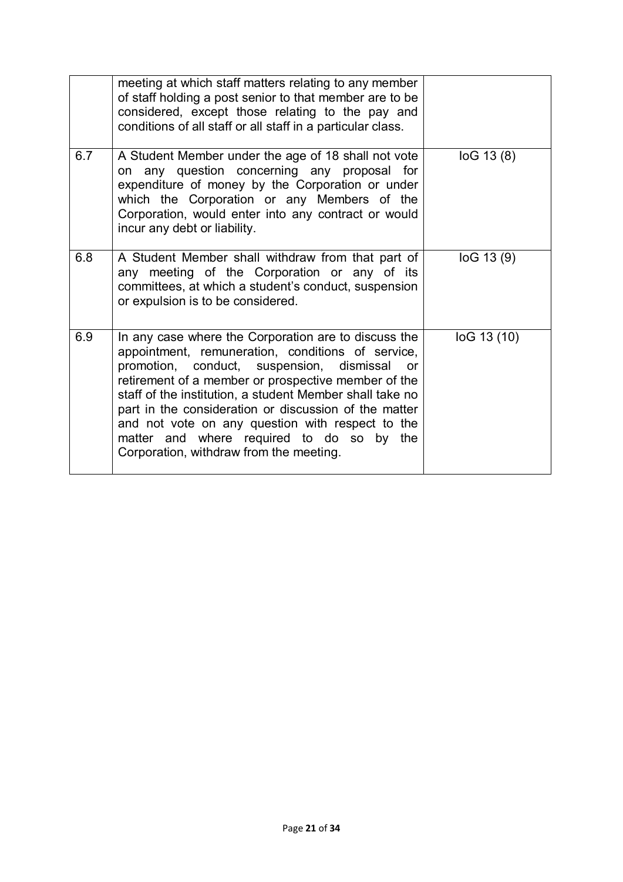| | | |
|---|---|---|
| | meeting at which staff matters relating to any member of staff holding a post senior to that member are to be considered, except those relating to the pay and conditions of all staff or all staff in a particular class. | |
| 6.7 | A Student Member under the age of 18 shall not vote on any question concerning any proposal for expenditure of money by the Corporation or under which the Corporation or any Members of the Corporation, would enter into any contract or would incur any debt or liability. | IoG 13 (8) |
| 6.8 | A Student Member shall withdraw from that part of any meeting of the Corporation or any of its committees, at which a student's conduct, suspension or expulsion is to be considered. | IoG 13 (9) |
| 6.9 | In any case where the Corporation are to discuss the appointment, remuneration, conditions of service, promotion, conduct, suspension, dismissal or retirement of a member or prospective member of the staff of the institution, a student Member shall take no part in the consideration or discussion of the matter and not vote on any question with respect to the matter and where required to do so by the Corporation, withdraw from the meeting. | IoG 13 (10) |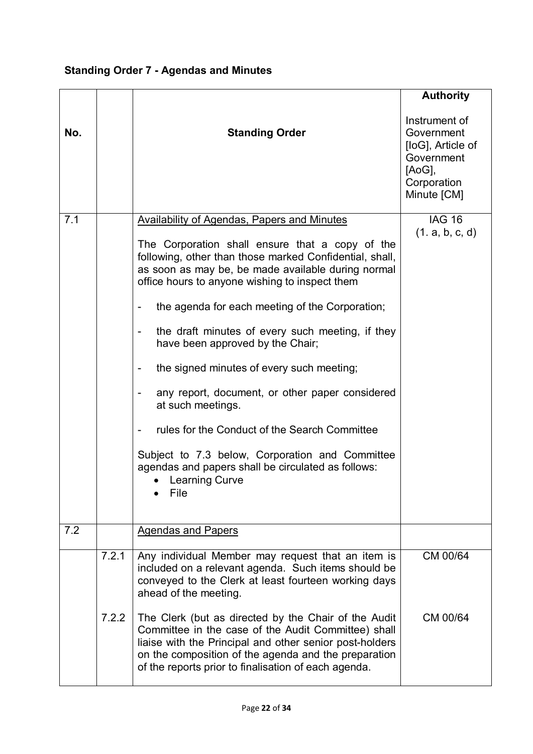### Standing Order 7 - Agendas and Minutes

| No. | | Standing Order | Authority<br><br>Instrument of Government [IoG], Article of Government [AoG], Corporation Minute [CM] |
|---|---|---|---|
| 7.1 | | <u>Availability of Agendas, Papers and Minutes</u><br><br>The Corporation shall ensure that a copy of the following, other than those marked Confidential, shall, as soon as may be, be made available during normal office hours to anyone wishing to inspect them<br><br>- the agenda for each meeting of the Corporation;<br>- the draft minutes of every such meeting, if they have been approved by the Chair;<br>- the signed minutes of every such meeting;<br>- any report, document, or other paper considered at such meetings.<br>- rules for the Conduct of the Search Committee<br><br>Subject to 7.3 below, Corporation and Committee agendas and papers shall be circulated as follows:<br>• Learning Curve<br>• File | IAG 16<br>(1. a, b, c, d) |
| 7.2 | | <u>Agendas and Papers</u> | |
| | 7.2.1 | Any individual Member may request that an item is included on a relevant agenda. Such items should be conveyed to the Clerk at least fourteen working days ahead of the meeting. | CM 00/64 |
| | 7.2.2 | The Clerk (but as directed by the Chair of the Audit Committee in the case of the Audit Committee) shall liaise with the Principal and other senior post-holders on the composition of the agenda and the preparation of the reports prior to finalisation of each agenda. | CM 00/64 |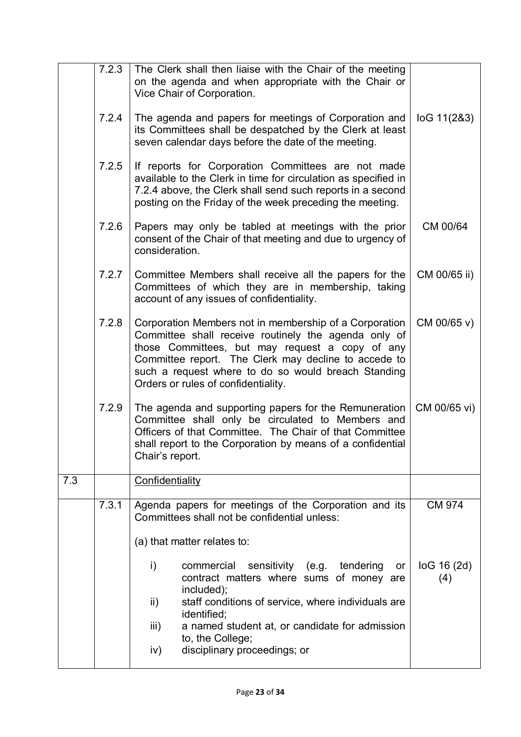|  |  |  |  |
|---|---|---|---|
|  | 7.2.3 | The Clerk shall then liaise with the Chair of the meeting on the agenda and when appropriate with the Chair or Vice Chair of Corporation. |  |
|  | 7.2.4 | The agenda and papers for meetings of Corporation and its Committees shall be despatched by the Clerk at least seven calendar days before the date of the meeting. | IoG 11(2&3) |
|  | 7.2.5 | If reports for Corporation Committees are not made available to the Clerk in time for circulation as specified in 7.2.4 above, the Clerk shall send such reports in a second posting on the Friday of the week preceding the meeting. |  |
|  | 7.2.6 | Papers may only be tabled at meetings with the prior consent of the Chair of that meeting and due to urgency of consideration. | CM 00/64 |
|  | 7.2.7 | Committee Members shall receive all the papers for the Committees of which they are in membership, taking account of any issues of confidentiality. | CM 00/65 ii) |
|  | 7.2.8 | Corporation Members not in membership of a Corporation Committee shall receive routinely the agenda only of those Committees, but may request a copy of any Committee report. The Clerk may decline to accede to such a request where to do so would breach Standing Orders or rules of confidentiality. | CM 00/65 v) |
|  | 7.2.9 | The agenda and supporting papers for the Remuneration Committee shall only be circulated to Members and Officers of that Committee. The Chair of that Committee shall report to the Corporation by means of a confidential Chair's report. | CM 00/65 vi) |
| 7.3 |  | Confidentiality |  |
|  | 7.3.1 | Agenda papers for meetings of the Corporation and its Committees shall not be confidential unless:<br><br>(a) that matter relates to:<br><br>i) commercial sensitivity (e.g. tendering or contract matters where sums of money are included);<br>ii) staff conditions of service, where individuals are identified;<br>iii) a named student at, or candidate for admission to, the College;<br>iv) disciplinary proceedings; or | CM 974<br><br>IoG 16 (2d) (4) |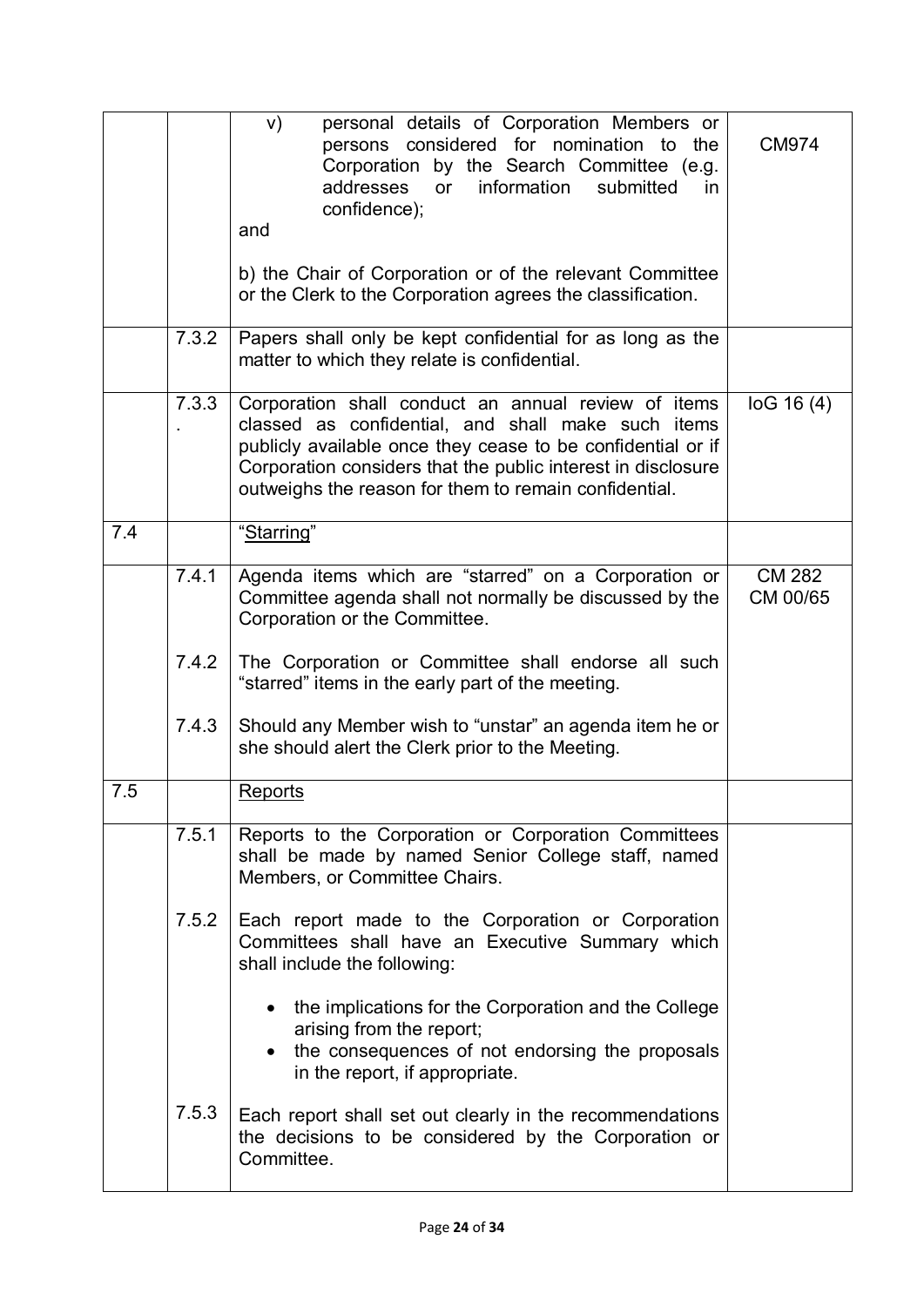| | | | |
|---|---|---|---|
| | | v) personal details of Corporation Members or persons considered for nomination to the Corporation by the Search Committee (e.g. addresses or information submitted in confidence);<br><br>and<br><br>b) the Chair of Corporation or of the relevant Committee or the Clerk to the Corporation agrees the classification. | CM974 |
| | 7.3.2 | Papers shall only be kept confidential for as long as the matter to which they relate is confidential. | |
| | 7.3.3. | Corporation shall conduct an annual review of items classed as confidential, and shall make such items publicly available once they cease to be confidential or if Corporation considers that the public interest in disclosure outweighs the reason for them to remain confidential. | IoG 16 (4) |
| 7.4 | | "Starring" | |
| | 7.4.1<br><br>7.4.2<br><br>7.4.3 | Agenda items which are "starred" on a Corporation or Committee agenda shall not normally be discussed by the Corporation or the Committee.<br><br>The Corporation or Committee shall endorse all such "starred" items in the early part of the meeting.<br><br>Should any Member wish to "unstar" an agenda item he or she should alert the Clerk prior to the Meeting. | CM 282<br>CM 00/65 |
| 7.5 | | Reports | |
| | 7.5.1<br><br>7.5.2<br><br><br><br><br>7.5.3 | Reports to the Corporation or Corporation Committees shall be made by named Senior College staff, named Members, or Committee Chairs.<br><br>Each report made to the Corporation or Corporation Committees shall have an Executive Summary which shall include the following:<br><br>• the implications for the Corporation and the College arising from the report;<br>• the consequences of not endorsing the proposals in the report, if appropriate.<br><br>Each report shall set out clearly in the recommendations the decisions to be considered by the Corporation or Committee. | |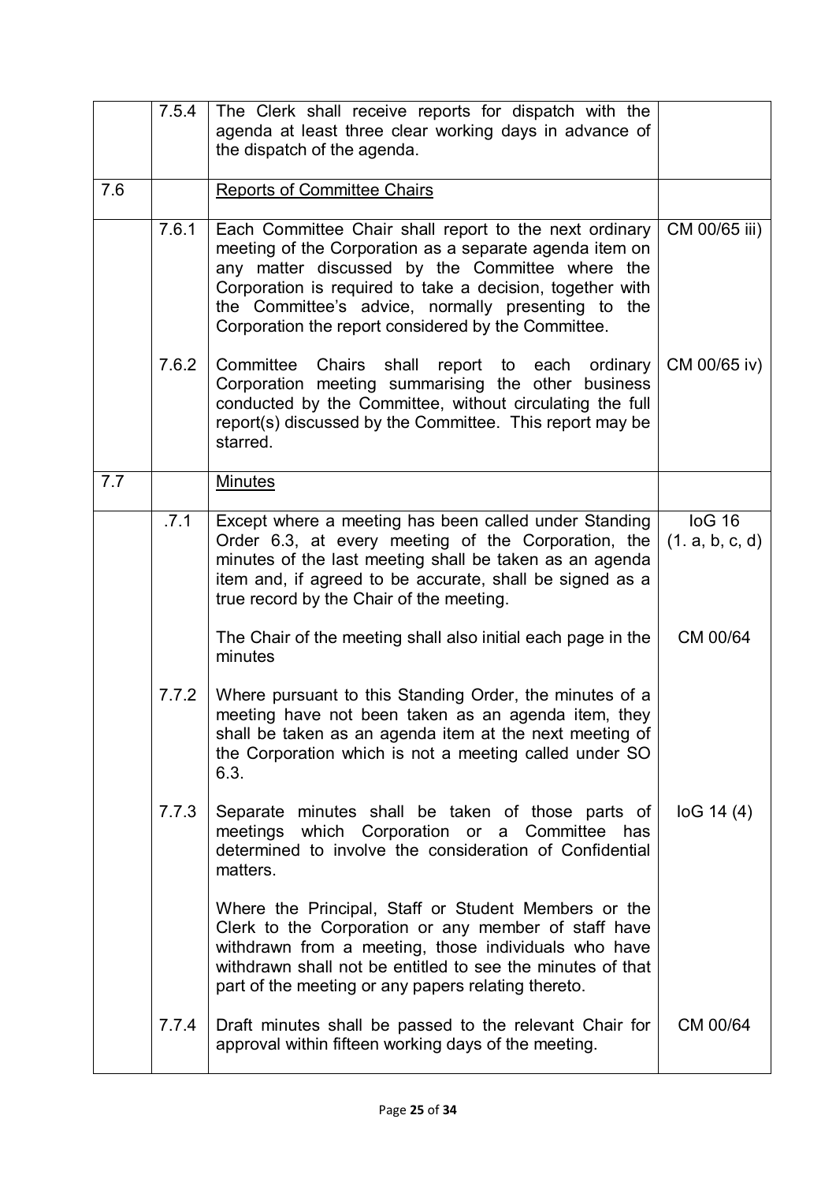|  |  |  |  |
|---|---|---|---|
|  | 7.5.4 | The Clerk shall receive reports for dispatch with the agenda at least three clear working days in advance of the dispatch of the agenda. |  |
| 7.6 |  | <u>Reports of Committee Chairs</u> |  |
|  | 7.6.1 | Each Committee Chair shall report to the next ordinary meeting of the Corporation as a separate agenda item on any matter discussed by the Committee where the Corporation is required to take a decision, together with the Committee's advice, normally presenting to the Corporation the report considered by the Committee. | CM 00/65 iii) |
|  | 7.6.2 | Committee Chairs shall report to each ordinary Corporation meeting summarising the other business conducted by the Committee, without circulating the full report(s) discussed by the Committee. This report may be starred. | CM 00/65 iv) |
| 7.7 |  | <u>Minutes</u> |  |
|  | .7.1 | Except where a meeting has been called under Standing Order 6.3, at every meeting of the Corporation, the minutes of the last meeting shall be taken as an agenda item and, if agreed to be accurate, shall be signed as a true record by the Chair of the meeting. | IoG 16 (1. a, b, c, d) |
|  |  | The Chair of the meeting shall also initial each page in the minutes | CM 00/64 |
|  | 7.7.2 | Where pursuant to this Standing Order, the minutes of a meeting have not been taken as an agenda item, they shall be taken as an agenda item at the next meeting of the Corporation which is not a meeting called under SO 6.3. |  |
|  | 7.7.3 | Separate minutes shall be taken of those parts of meetings which Corporation or a Committee has determined to involve the consideration of Confidential matters. | IoG 14 (4) |
|  |  | Where the Principal, Staff or Student Members or the Clerk to the Corporation or any member of staff have withdrawn from a meeting, those individuals who have withdrawn shall not be entitled to see the minutes of that part of the meeting or any papers relating thereto. |  |
|  | 7.7.4 | Draft minutes shall be passed to the relevant Chair for approval within fifteen working days of the meeting. | CM 00/64 |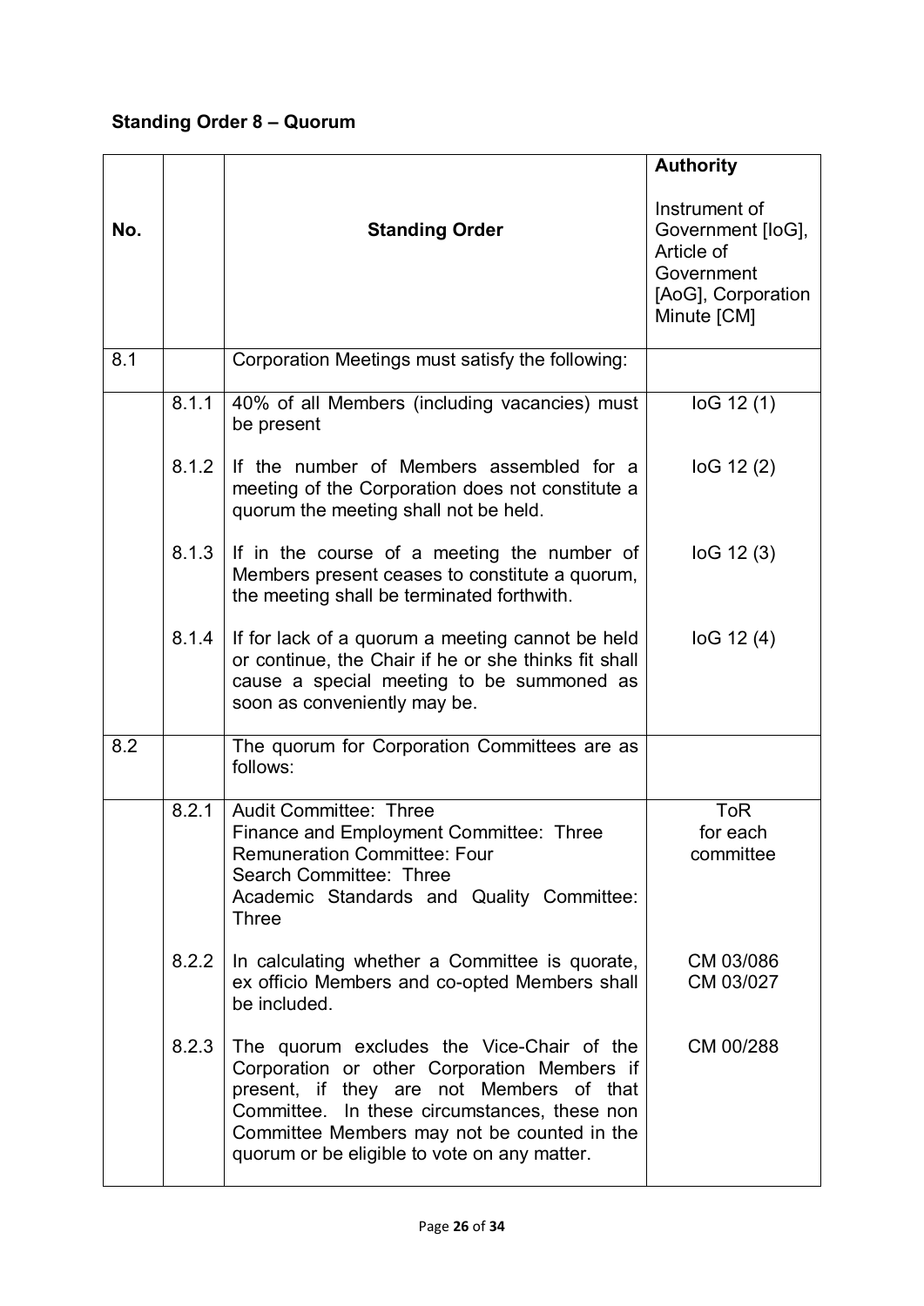**Standing Order 8 – Quorum**

| No. | | Standing Order | Authority<br><br>Instrument of Government [IoG], Article of Government [AoG], Corporation Minute [CM] |
|---|---|---|---|
| 8.1 | | Corporation Meetings must satisfy the following: | |
| | 8.1.1 | 40% of all Members (including vacancies) must be present | IoG 12 (1) |
| | 8.1.2 | If the number of Members assembled for a meeting of the Corporation does not constitute a quorum the meeting shall not be held. | IoG 12 (2) |
| | 8.1.3 | If in the course of a meeting the number of Members present ceases to constitute a quorum, the meeting shall be terminated forthwith. | IoG 12 (3) |
| | 8.1.4 | If for lack of a quorum a meeting cannot be held or continue, the Chair if he or she thinks fit shall cause a special meeting to be summoned as soon as conveniently may be. | IoG 12 (4) |
| 8.2 | | The quorum for Corporation Committees are as follows: | |
| | 8.2.1 | Audit Committee: Three<br>Finance and Employment Committee: Three<br>Remuneration Committee: Four<br>Search Committee: Three<br>Academic Standards and Quality Committee: Three | ToR for each committee |
| | 8.2.2 | In calculating whether a Committee is quorate, ex officio Members and co-opted Members shall be included. | CM 03/086<br>CM 03/027 |
| | 8.2.3 | The quorum excludes the Vice-Chair of the Corporation or other Corporation Members if present, if they are not Members of that Committee. In these circumstances, these non Committee Members may not be counted in the quorum or be eligible to vote on any matter. | CM 00/288 |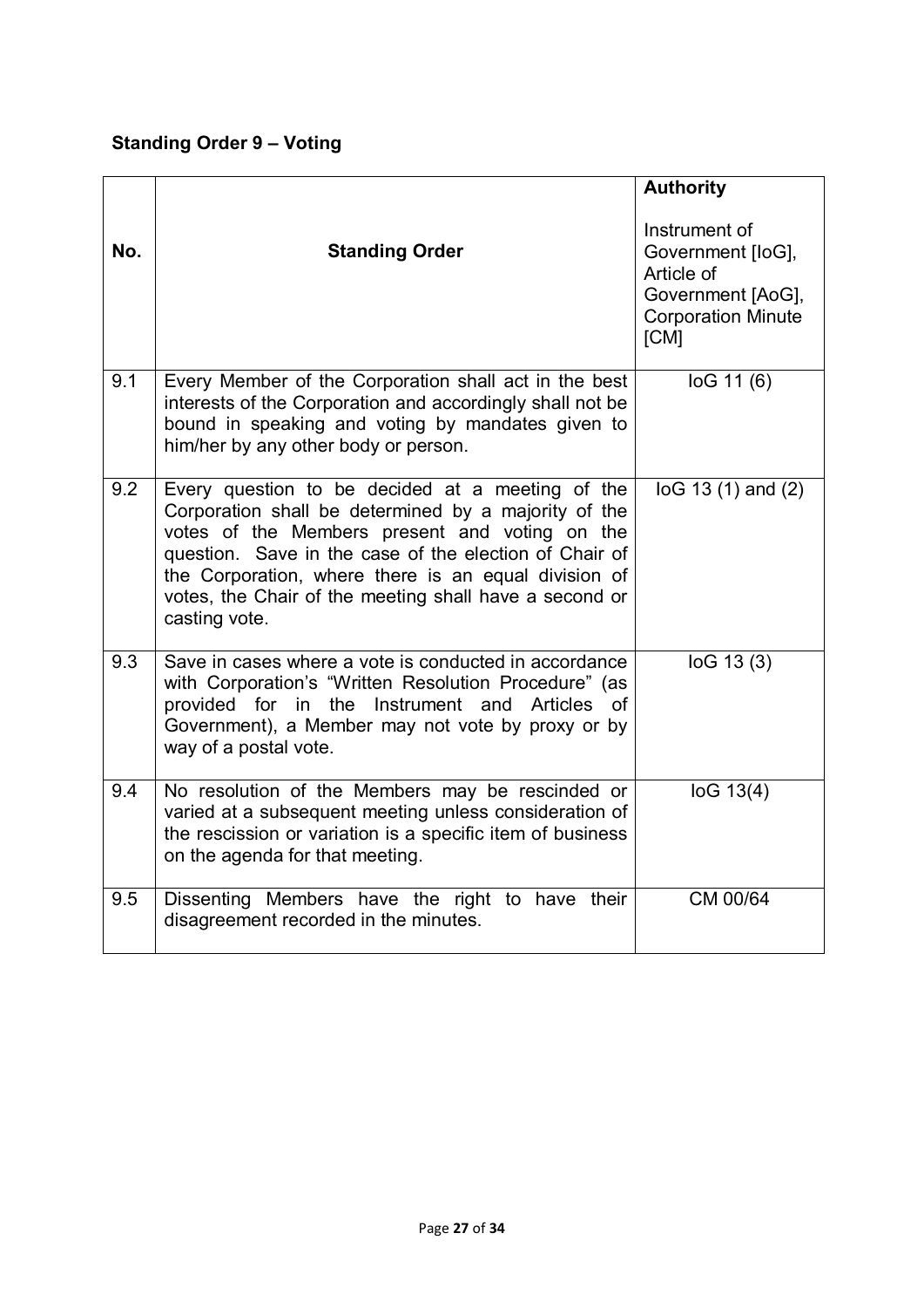## Standing Order 9 – Voting

| No. | Standing Order | **Authority**<br><br>Instrument of Government [IoG], Article of Government [AoG], Corporation Minute [CM] |
|---|---|---|
| 9.1 | Every Member of the Corporation shall act in the best interests of the Corporation and accordingly shall not be bound in speaking and voting by mandates given to him/her by any other body or person. | IoG 11 (6) |
| 9.2 | Every question to be decided at a meeting of the Corporation shall be determined by a majority of the votes of the Members present and voting on the question. Save in the case of the election of Chair of the Corporation, where there is an equal division of votes, the Chair of the meeting shall have a second or casting vote. | IoG 13 (1) and (2) |
| 9.3 | Save in cases where a vote is conducted in accordance with Corporation's "Written Resolution Procedure" (as provided for in the Instrument and Articles of Government), a Member may not vote by proxy or by way of a postal vote. | IoG 13 (3) |
| 9.4 | No resolution of the Members may be rescinded or varied at a subsequent meeting unless consideration of the rescission or variation is a specific item of business on the agenda for that meeting. | IoG 13(4) |
| 9.5 | Dissenting Members have the right to have their disagreement recorded in the minutes. | CM 00/64 |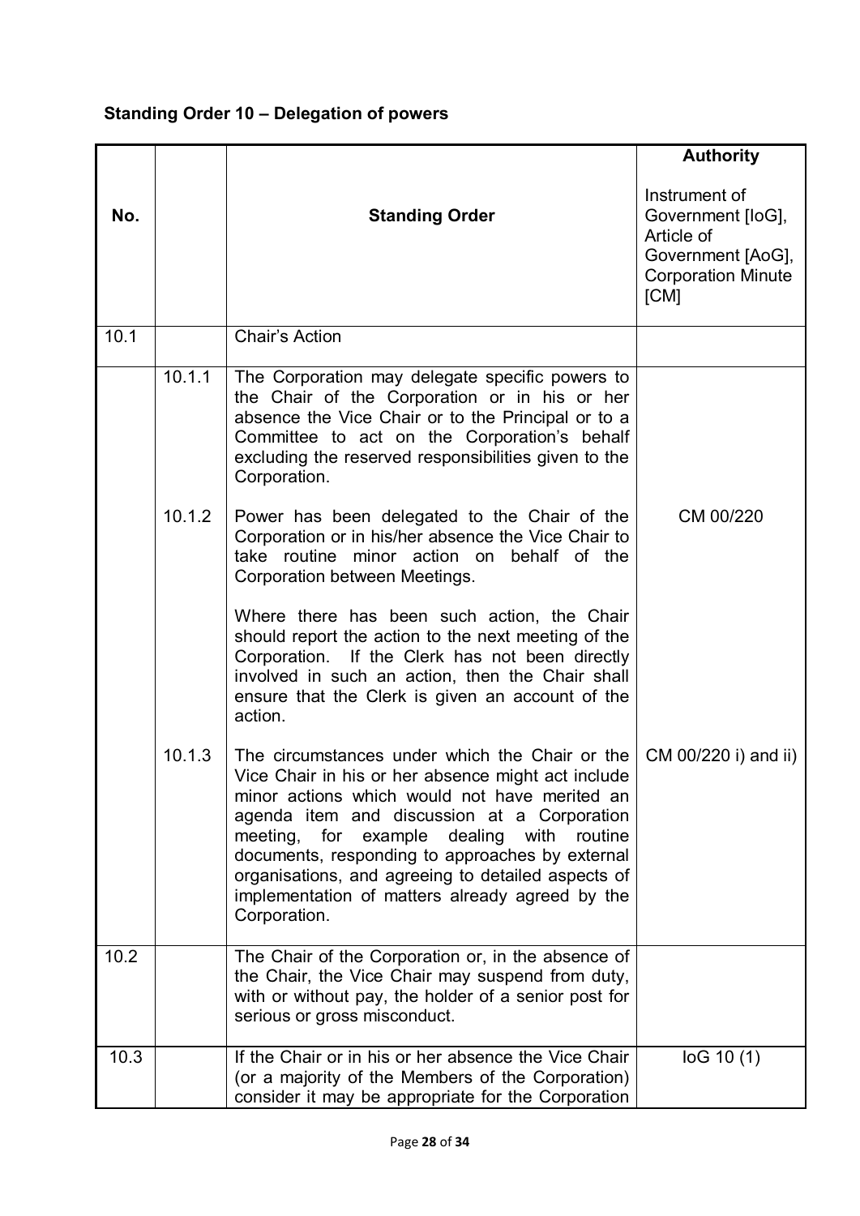**Standing Order 10 – Delegation of powers**

| No. | | Standing Order | Authority<br><br>Instrument of Government [IoG], Article of Government [AoG], Corporation Minute [CM] |
|---|---|---|---|
| 10.1 | | Chair's Action | |
| | 10.1.1 | The Corporation may delegate specific powers to the Chair of the Corporation or in his or her absence the Vice Chair or to the Principal or to a Committee to act on the Corporation's behalf excluding the reserved responsibilities given to the Corporation. | |
| | 10.1.2 | Power has been delegated to the Chair of the Corporation or in his/her absence the Vice Chair to take routine minor action on behalf of the Corporation between Meetings.<br><br>Where there has been such action, the Chair should report the action to the next meeting of the Corporation. If the Clerk has not been directly involved in such an action, then the Chair shall ensure that the Clerk is given an account of the action. | CM 00/220 |
| | 10.1.3 | The circumstances under which the Chair or the Vice Chair in his or her absence might act include minor actions which would not have merited an agenda item and discussion at a Corporation meeting, for example dealing with routine documents, responding to approaches by external organisations, and agreeing to detailed aspects of implementation of matters already agreed by the Corporation. | CM 00/220 i) and ii) |
| 10.2 | | The Chair of the Corporation or, in the absence of the Chair, the Vice Chair may suspend from duty, with or without pay, the holder of a senior post for serious or gross misconduct. | |
| 10.3 | | If the Chair or in his or her absence the Vice Chair (or a majority of the Members of the Corporation) consider it may be appropriate for the Corporation | IoG 10 (1) |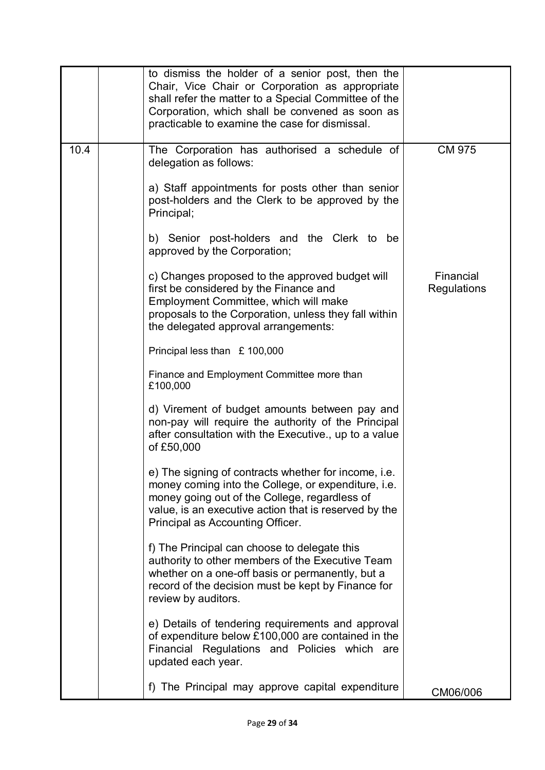|  |  |  |  |
|---|---|---|---|
|  |  | to dismiss the holder of a senior post, then the Chair, Vice Chair or Corporation as appropriate shall refer the matter to a Special Committee of the Corporation, which shall be convened as soon as practicable to examine the case for dismissal. |  |
| 10.4 |  | The Corporation has authorised a schedule of delegation as follows:<br><br>a) Staff appointments for posts other than senior post-holders and the Clerk to be approved by the Principal;<br><br>b) Senior post-holders and the Clerk to be approved by the Corporation;<br><br>c) Changes proposed to the approved budget will first be considered by the Finance and Employment Committee, which will make proposals to the Corporation, unless they fall within the delegated approval arrangements:<br><br>Principal less than £ 100,000<br><br>Finance and Employment Committee more than £100,000<br><br>d) Virement of budget amounts between pay and non-pay will require the authority of the Principal after consultation with the Executive., up to a value of £50,000<br><br>e) The signing of contracts whether for income, i.e. money coming into the College, or expenditure, i.e. money going out of the College, regardless of value, is an executive action that is reserved by the Principal as Accounting Officer.<br><br>f) The Principal can choose to delegate this authority to other members of the Executive Team whether on a one-off basis or permanently, but a record of the decision must be kept by Finance for review by auditors.<br><br>e) Details of tendering requirements and approval of expenditure below £100,000 are contained in the Financial Regulations and Policies which are updated each year.<br><br>f) The Principal may approve capital expenditure | CM 975<br><br>Financial Regulations<br><br>CM06/006 |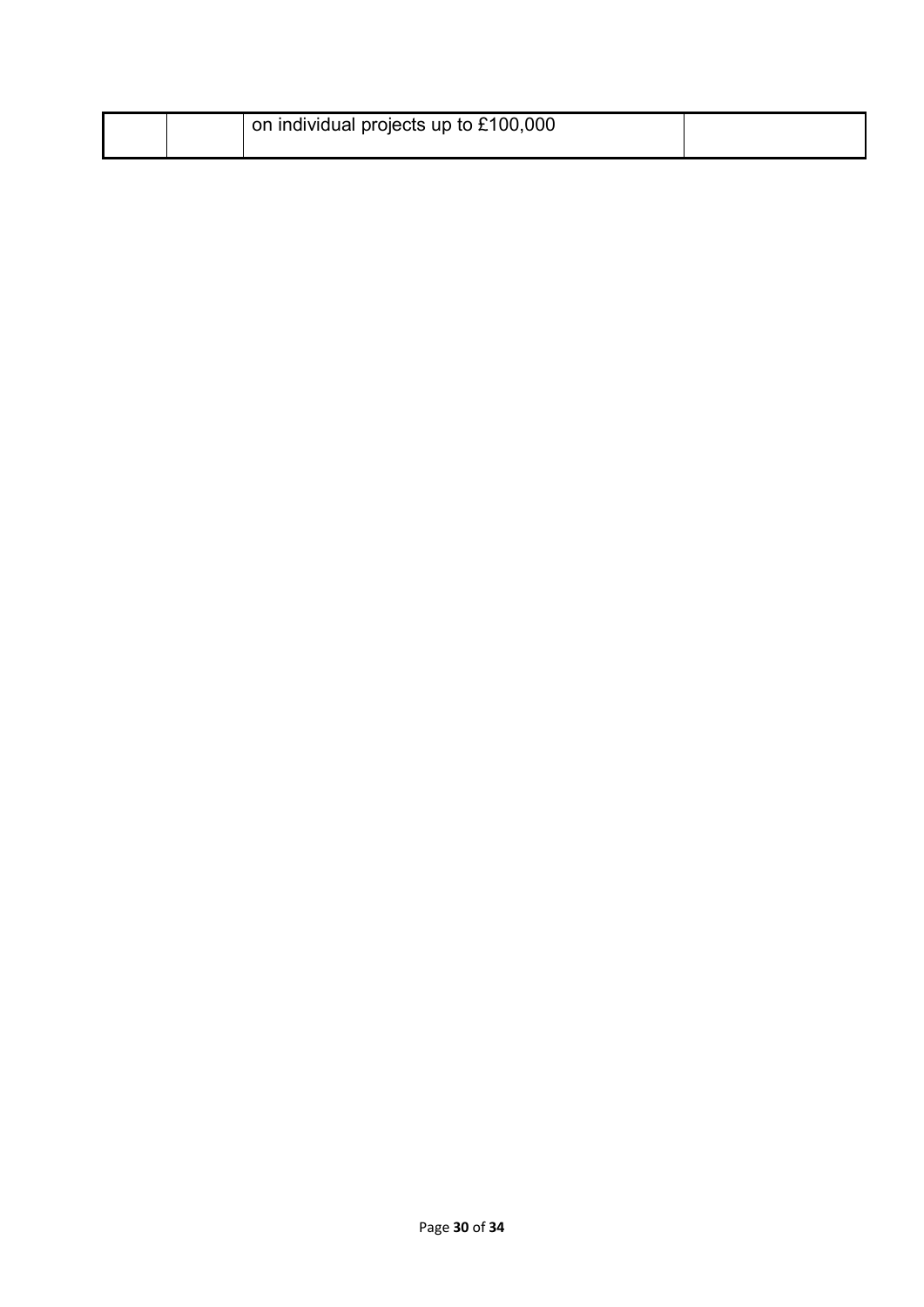| | | | |
|---|---|---|---|
| | | on individual projects up to £100,000 | |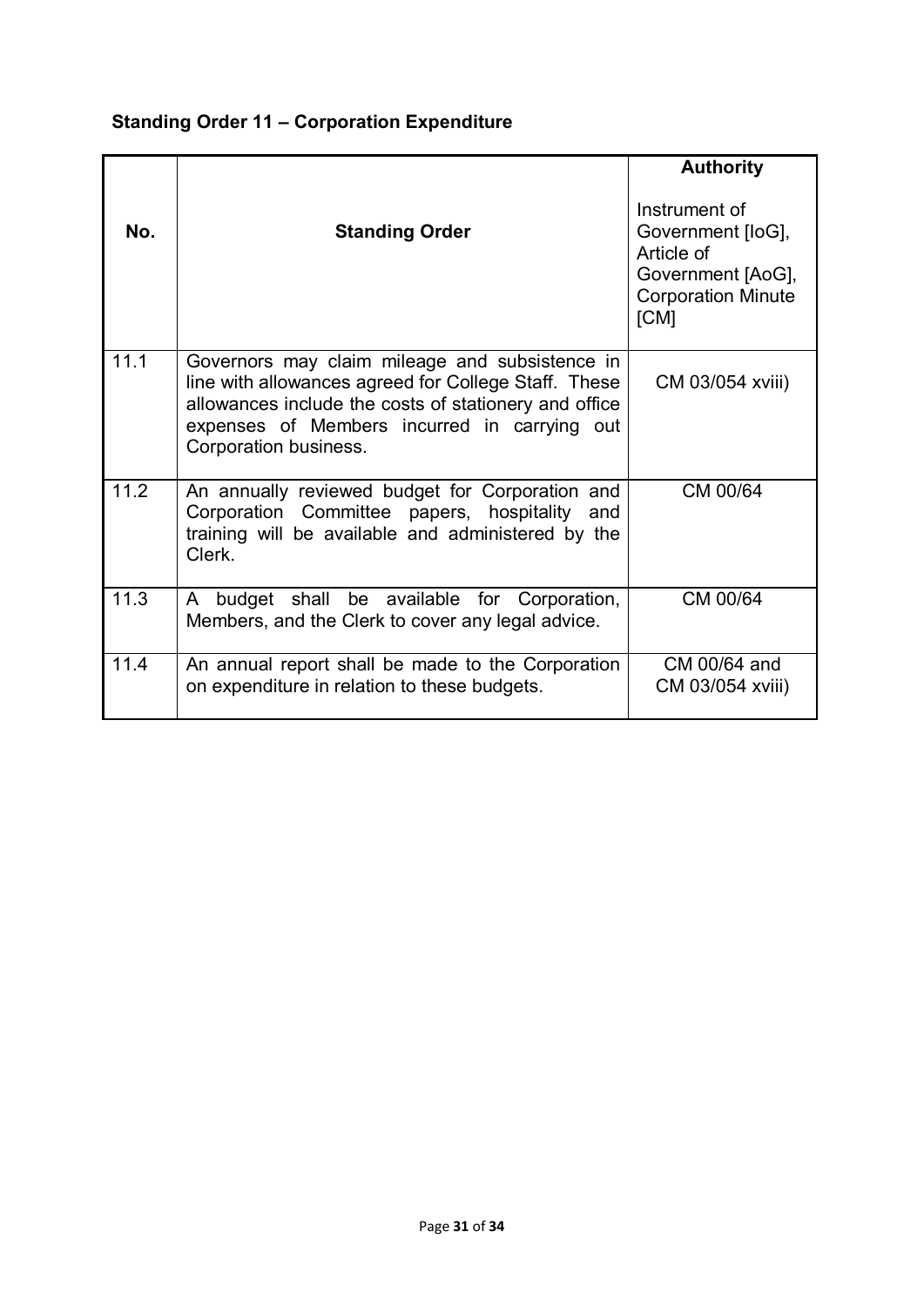### Standing Order 11 – Corporation Expenditure

| No. | Standing Order | **Authority**<br><br>Instrument of Government [IoG], Article of Government [AoG], Corporation Minute [CM] |
|---|---|---|
| 11.1 | Governors may claim mileage and subsistence in line with allowances agreed for College Staff. These allowances include the costs of stationery and office expenses of Members incurred in carrying out Corporation business. | CM 03/054 xviii) |
| 11.2 | An annually reviewed budget for Corporation and Corporation Committee papers, hospitality and training will be available and administered by the Clerk. | CM 00/64 |
| 11.3 | A budget shall be available for Corporation, Members, and the Clerk to cover any legal advice. | CM 00/64 |
| 11.4 | An annual report shall be made to the Corporation on expenditure in relation to these budgets. | CM 00/64 and CM 03/054 xviii) |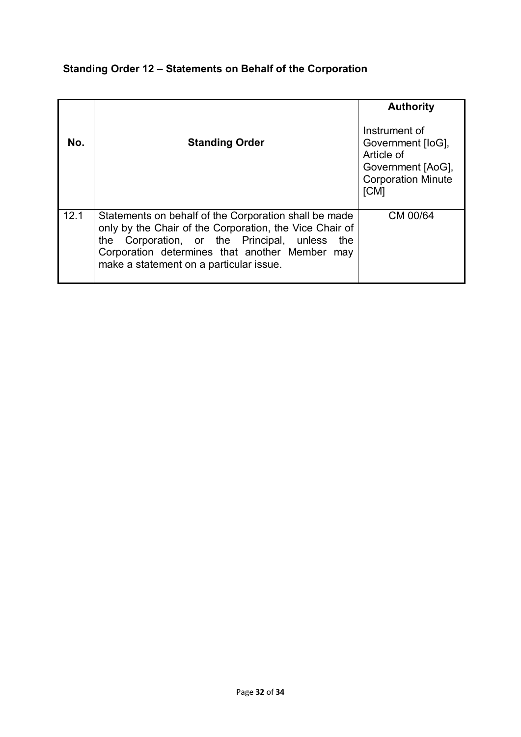## Standing Order 12 – Statements on Behalf of the Corporation

| No. | Standing Order | **Authority**<br><br>Instrument of Government [IoG], Article of Government [AoG], Corporation Minute [CM] |
|---|---|---|
| 12.1 | Statements on behalf of the Corporation shall be made only by the Chair of the Corporation, the Vice Chair of the Corporation, or the Principal, unless the Corporation determines that another Member may make a statement on a particular issue. | CM 00/64 |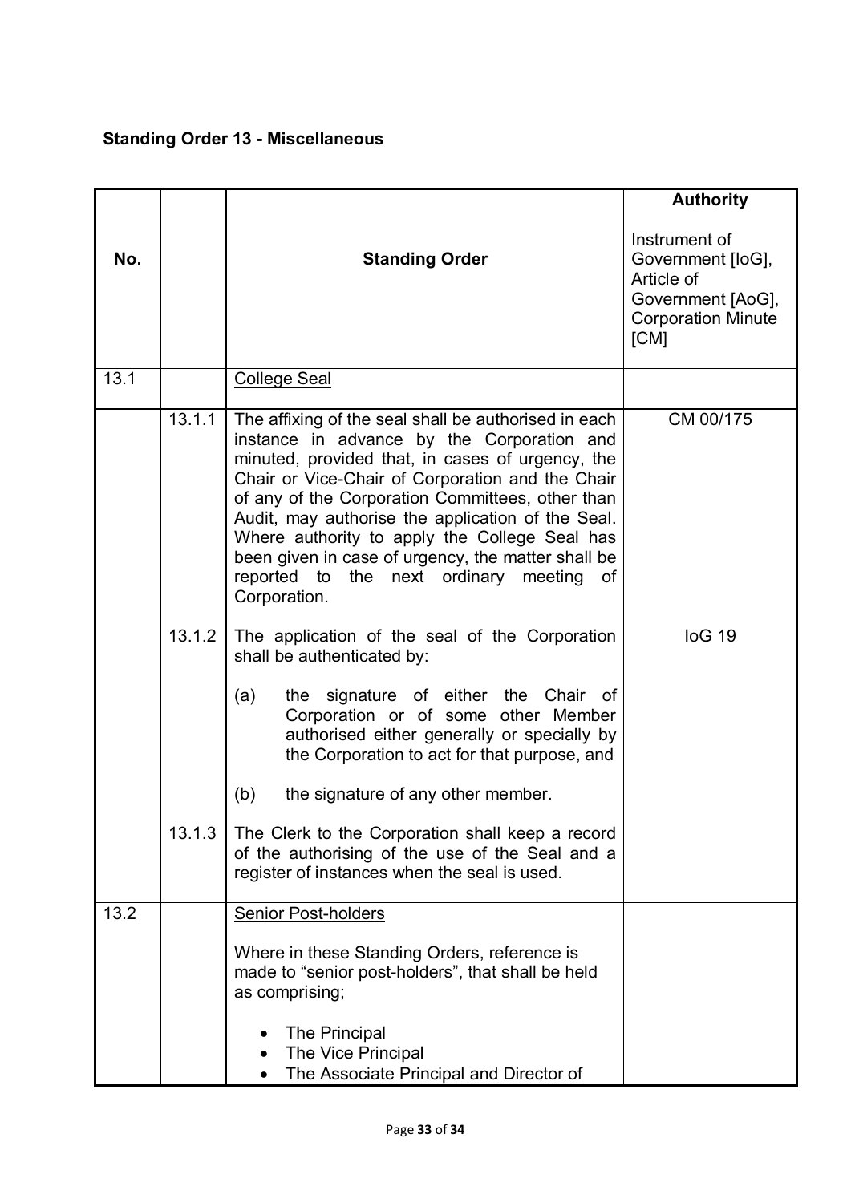**Standing Order 13 - Miscellaneous**

| No. | | Standing Order | Authority<br><br>Instrument of Government [IoG], Article of Government [AoG], Corporation Minute [CM] |
|---|---|---|---|
| 13.1 | | College Seal | |
| | 13.1.1 | The affixing of the seal shall be authorised in each instance in advance by the Corporation and minuted, provided that, in cases of urgency, the Chair or Vice-Chair of Corporation and the Chair of any of the Corporation Committees, other than Audit, may authorise the application of the Seal. Where authority to apply the College Seal has been given in case of urgency, the matter shall be reported to the next ordinary meeting of Corporation. | CM 00/175 |
| | 13.1.2 | The application of the seal of the Corporation shall be authenticated by:<br><br>(a) the signature of either the Chair of Corporation or of some other Member authorised either generally or specially by the Corporation to act for that purpose, and<br><br>(b) the signature of any other member. | IoG 19 |
| | 13.1.3 | The Clerk to the Corporation shall keep a record of the authorising of the use of the Seal and a register of instances when the seal is used. | |
| 13.2 | | Senior Post-holders<br><br>Where in these Standing Orders, reference is made to "senior post-holders", that shall be held as comprising;<br><br>• The Principal<br>• The Vice Principal<br>• The Associate Principal and Director of | |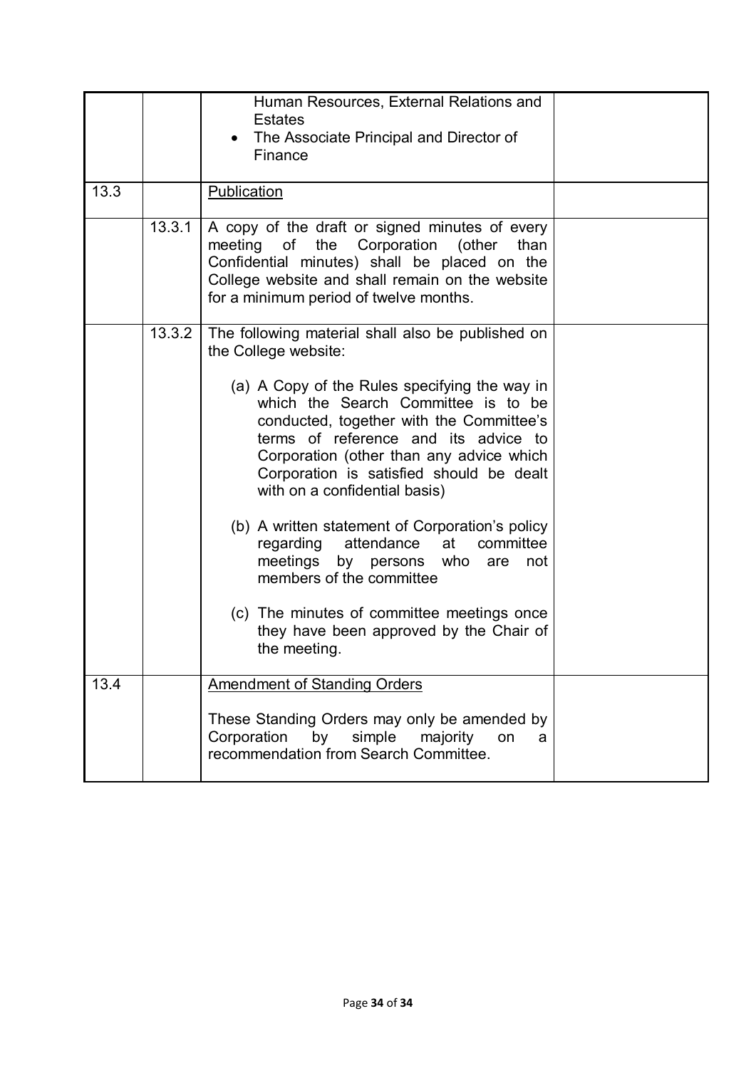| | | | |
|---|---|---|---|
| | | Human Resources, External Relations and Estates<br>• The Associate Principal and Director of Finance | |
| 13.3 | | <u>Publication</u> | |
| | 13.3.1 | A copy of the draft or signed minutes of every meeting of the Corporation (other than Confidential minutes) shall be placed on the College website and shall remain on the website for a minimum period of twelve months. | |
| | 13.3.2 | The following material shall also be published on the College website:<br><br>(a) A Copy of the Rules specifying the way in which the Search Committee is to be conducted, together with the Committee's terms of reference and its advice to Corporation (other than any advice which Corporation is satisfied should be dealt with on a confidential basis)<br><br>(b) A written statement of Corporation's policy regarding attendance at committee meetings by persons who are not members of the committee<br><br>(c) The minutes of committee meetings once they have been approved by the Chair of the meeting. | |
| 13.4 | | <u>Amendment of Standing Orders</u><br><br>These Standing Orders may only be amended by Corporation by simple majority on a recommendation from Search Committee. | |